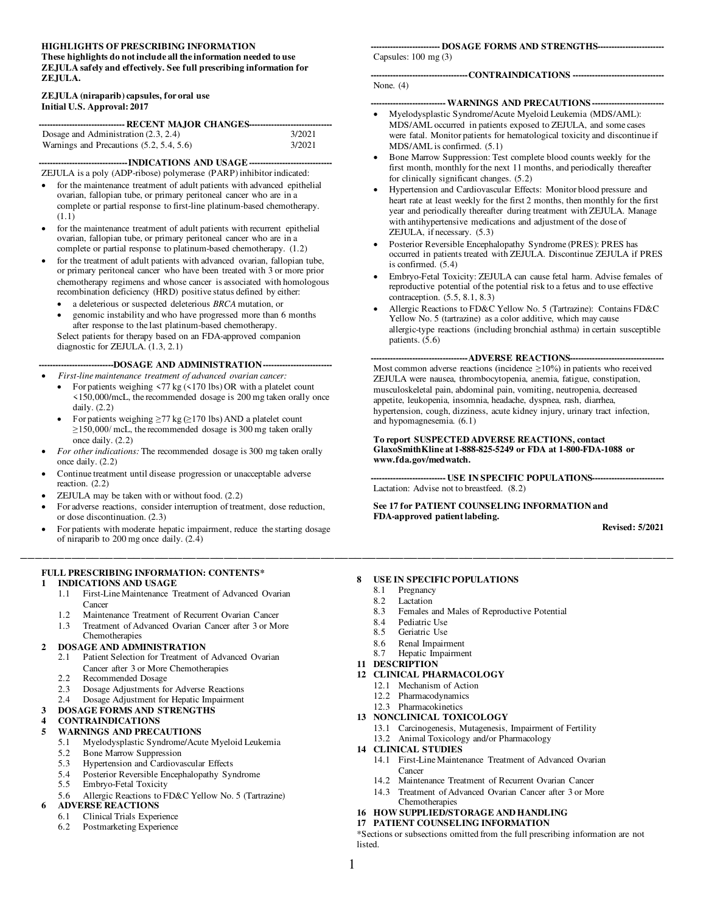**HIGHLIGHTS OF PRESCRIBING INFORMATION**
**These highlights do not include all the information needed to use ZEJULA safely and effectively. See full prescribing information for ZEJULA.**

**ZEJULA (niraparib) capsules, for oral use**
**Initial U.S. Approval: 2017**

## RECENT MAJOR CHANGES

| | |
|---|---|
| Dosage and Administration (2.3, 2.4) | 3/2021 |
| Warnings and Precautions (5.2, 5.4, 5.6) | 3/2021 |

## INDICATIONS AND USAGE

ZEJULA is a poly (ADP-ribose) polymerase (PARP) inhibitor indicated:

- for the maintenance treatment of adult patients with advanced epithelial ovarian, fallopian tube, or primary peritoneal cancer who are in a complete or partial response to first-line platinum-based chemotherapy. (1.1)
- for the maintenance treatment of adult patients with recurrent epithelial ovarian, fallopian tube, or primary peritoneal cancer who are in a complete or partial response to platinum-based chemotherapy. (1.2)
- for the treatment of adult patients with advanced ovarian, fallopian tube, or primary peritoneal cancer who have been treated with 3 or more prior chemotherapy regimens and whose cancer is associated with homologous recombination deficiency (HRD) positive status defined by either:
  - a deleterious or suspected deleterious *BRCA* mutation, or
  - genomic instability and who have progressed more than 6 months after response to the last platinum-based chemotherapy.

  Select patients for therapy based on an FDA-approved companion diagnostic for ZEJULA. (1.3, 2.1)

## DOSAGE AND ADMINISTRATION

- *First-line maintenance treatment of advanced ovarian cancer:*
  - For patients weighing <77 kg (<170 lbs) OR with a platelet count <150,000/mcL, the recommended dosage is 200 mg taken orally once daily. (2.2)
  - For patients weighing ≥77 kg (≥170 lbs) AND a platelet count ≥150,000/ mcL, the recommended dosage is 300 mg taken orally once daily. (2.2)
- *For other indications:* The recommended dosage is 300 mg taken orally once daily. (2.2)
- Continue treatment until disease progression or unacceptable adverse reaction. (2.2)
- ZEJULA may be taken with or without food. (2.2)
- For adverse reactions, consider interruption of treatment, dose reduction, or dose discontinuation. (2.3)
- For patients with moderate hepatic impairment, reduce the starting dosage of niraparib to 200 mg once daily. (2.4)

## DOSAGE FORMS AND STRENGTHS

Capsules: 100 mg (3)

## CONTRAINDICATIONS

None. (4)

## WARNINGS AND PRECAUTIONS

- Myelodysplastic Syndrome/Acute Myeloid Leukemia (MDS/AML): MDS/AML occurred in patients exposed to ZEJULA, and some cases were fatal. Monitor patients for hematological toxicity and discontinue if MDS/AML is confirmed. (5.1)
- Bone Marrow Suppression: Test complete blood counts weekly for the first month, monthly for the next 11 months, and periodically thereafter for clinically significant changes. (5.2)
- Hypertension and Cardiovascular Effects: Monitor blood pressure and heart rate at least weekly for the first 2 months, then monthly for the first year and periodically thereafter during treatment with ZEJULA. Manage with antihypertensive medications and adjustment of the dose of ZEJULA, if necessary. (5.3)
- Posterior Reversible Encephalopathy Syndrome (PRES): PRES has occurred in patients treated with ZEJULA. Discontinue ZEJULA if PRES is confirmed. (5.4)
- Embryo-Fetal Toxicity: ZEJULA can cause fetal harm. Advise females of reproductive potential of the potential risk to a fetus and to use effective contraception. (5.5, 8.1, 8.3)
- Allergic Reactions to FD&C Yellow No. 5 (Tartrazine): Contains FD&C Yellow No. 5 (tartrazine) as a color additive, which may cause allergic-type reactions (including bronchial asthma) in certain susceptible patients. (5.6)

## ADVERSE REACTIONS

Most common adverse reactions (incidence ≥10%) in patients who received ZEJULA were nausea, thrombocytopenia, anemia, fatigue, constipation, musculoskeletal pain, abdominal pain, vomiting, neutropenia, decreased appetite, leukopenia, insomnia, headache, dyspnea, rash, diarrhea, hypertension, cough, dizziness, acute kidney injury, urinary tract infection, and hypomagnesemia. (6.1)

**To report SUSPECTED ADVERSE REACTIONS, contact GlaxoSmithKline at 1-888-825-5249 or FDA at 1-800-FDA-1088 or www.fda.gov/medwatch.**

## USE IN SPECIFIC POPULATIONS

Lactation: Advise not to breastfeed. (8.2)

**See 17 for PATIENT COUNSELING INFORMATION and FDA-approved patient labeling.**

**Revised: 5/2021**

---

**FULL PRESCRIBING INFORMATION: CONTENTS***

**1 INDICATIONS AND USAGE**
- 1.1 First-Line Maintenance Treatment of Advanced Ovarian Cancer
- 1.2 Maintenance Treatment of Recurrent Ovarian Cancer
- 1.3 Treatment of Advanced Ovarian Cancer after 3 or More Chemotherapies

**2 DOSAGE AND ADMINISTRATION**
- 2.1 Patient Selection for Treatment of Advanced Ovarian Cancer after 3 or More Chemotherapies
- 2.2 Recommended Dosage
- 2.3 Dosage Adjustments for Adverse Reactions
- 2.4 Dosage Adjustment for Hepatic Impairment

**3 DOSAGE FORMS AND STRENGTHS**

**4 CONTRAINDICATIONS**

**5 WARNINGS AND PRECAUTIONS**
- 5.1 Myelodysplastic Syndrome/Acute Myeloid Leukemia
- 5.2 Bone Marrow Suppression
- 5.3 Hypertension and Cardiovascular Effects
- 5.4 Posterior Reversible Encephalopathy Syndrome
- 5.5 Embryo-Fetal Toxicity
- 5.6 Allergic Reactions to FD&C Yellow No. 5 (Tartrazine)

**6 ADVERSE REACTIONS**
- 6.1 Clinical Trials Experience
- 6.2 Postmarketing Experience

**8 USE IN SPECIFIC POPULATIONS**
- 8.1 Pregnancy
- 8.2 Lactation
- 8.3 Females and Males of Reproductive Potential
- 8.4 Pediatric Use
- 8.5 Geriatric Use
- 8.6 Renal Impairment
- 8.7 Hepatic Impairment

**11 DESCRIPTION**

**12 CLINICAL PHARMACOLOGY**
- 12.1 Mechanism of Action
- 12.2 Pharmacodynamics
- 12.3 Pharmacokinetics

**13 NONCLINICAL TOXICOLOGY**
- 13.1 Carcinogenesis, Mutagenesis, Impairment of Fertility
- 13.2 Animal Toxicology and/or Pharmacology

**14 CLINICAL STUDIES**
- 14.1 First-Line Maintenance Treatment of Advanced Ovarian Cancer
- 14.2 Maintenance Treatment of Recurrent Ovarian Cancer
- 14.3 Treatment of Advanced Ovarian Cancer after 3 or More Chemotherapies

**16 HOW SUPPLIED/STORAGE AND HANDLING**

**17 PATIENT COUNSELING INFORMATION**

*Sections or subsections omitted from the full prescribing information are not listed.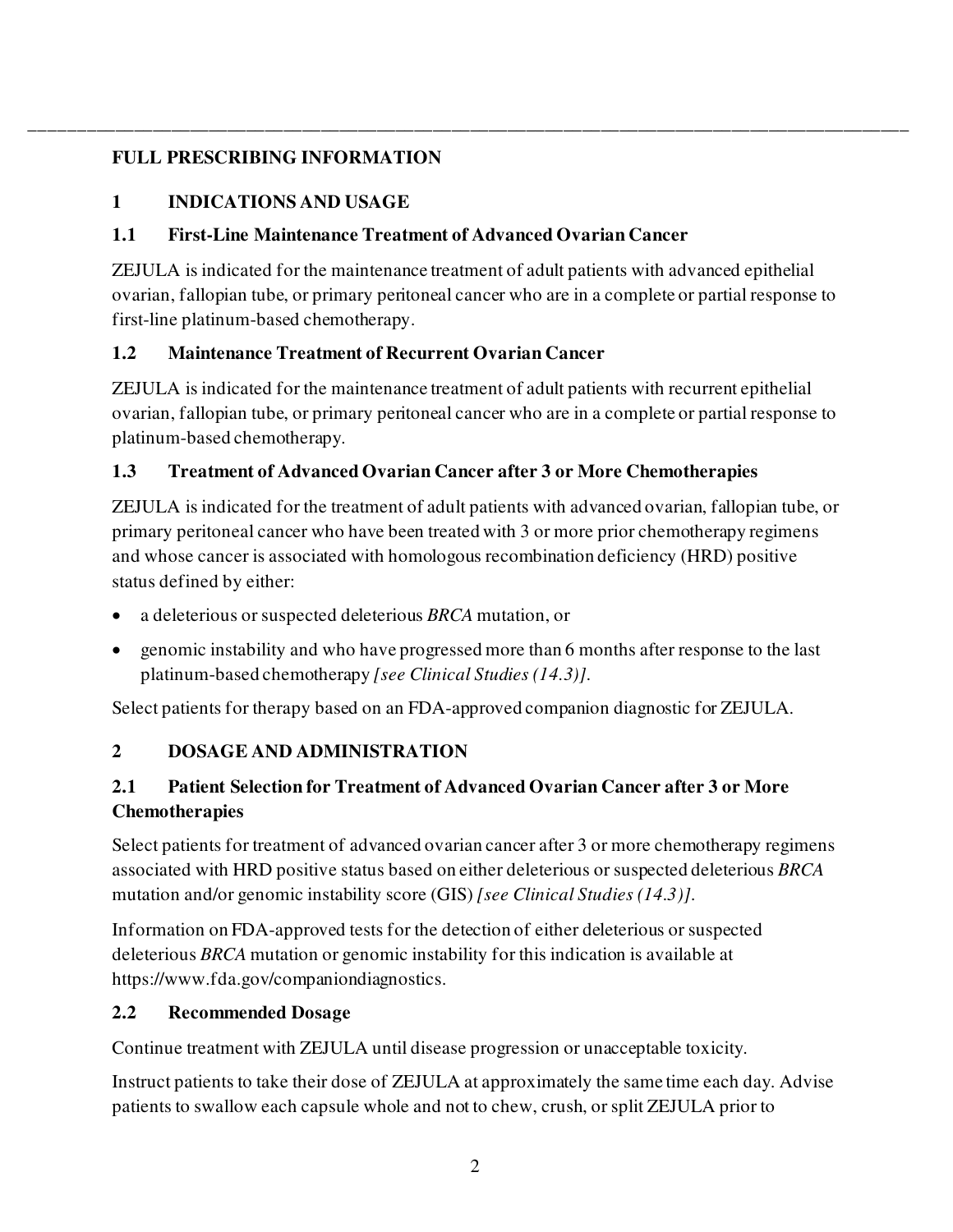## FULL PRESCRIBING INFORMATION

## 1 INDICATIONS AND USAGE

### 1.1 First-Line Maintenance Treatment of Advanced Ovarian Cancer

ZEJULA is indicated for the maintenance treatment of adult patients with advanced epithelial ovarian, fallopian tube, or primary peritoneal cancer who are in a complete or partial response to first-line platinum-based chemotherapy.

### 1.2 Maintenance Treatment of Recurrent Ovarian Cancer

ZEJULA is indicated for the maintenance treatment of adult patients with recurrent epithelial ovarian, fallopian tube, or primary peritoneal cancer who are in a complete or partial response to platinum-based chemotherapy.

### 1.3 Treatment of Advanced Ovarian Cancer after 3 or More Chemotherapies

ZEJULA is indicated for the treatment of adult patients with advanced ovarian, fallopian tube, or primary peritoneal cancer who have been treated with 3 or more prior chemotherapy regimens and whose cancer is associated with homologous recombination deficiency (HRD) positive status defined by either:

- a deleterious or suspected deleterious *BRCA* mutation, or
- genomic instability and who have progressed more than 6 months after response to the last platinum-based chemotherapy *[see Clinical Studies (14.3)]*.

Select patients for therapy based on an FDA-approved companion diagnostic for ZEJULA.

## 2 DOSAGE AND ADMINISTRATION

### 2.1 Patient Selection for Treatment of Advanced Ovarian Cancer after 3 or More Chemotherapies

Select patients for treatment of advanced ovarian cancer after 3 or more chemotherapy regimens associated with HRD positive status based on either deleterious or suspected deleterious *BRCA* mutation and/or genomic instability score (GIS) *[see Clinical Studies (14.3)]*.

Information on FDA-approved tests for the detection of either deleterious or suspected deleterious *BRCA* mutation or genomic instability for this indication is available at https://www.fda.gov/companiondiagnostics.

### 2.2 Recommended Dosage

Continue treatment with ZEJULA until disease progression or unacceptable toxicity.

Instruct patients to take their dose of ZEJULA at approximately the same time each day. Advise patients to swallow each capsule whole and not to chew, crush, or split ZEJULA prior to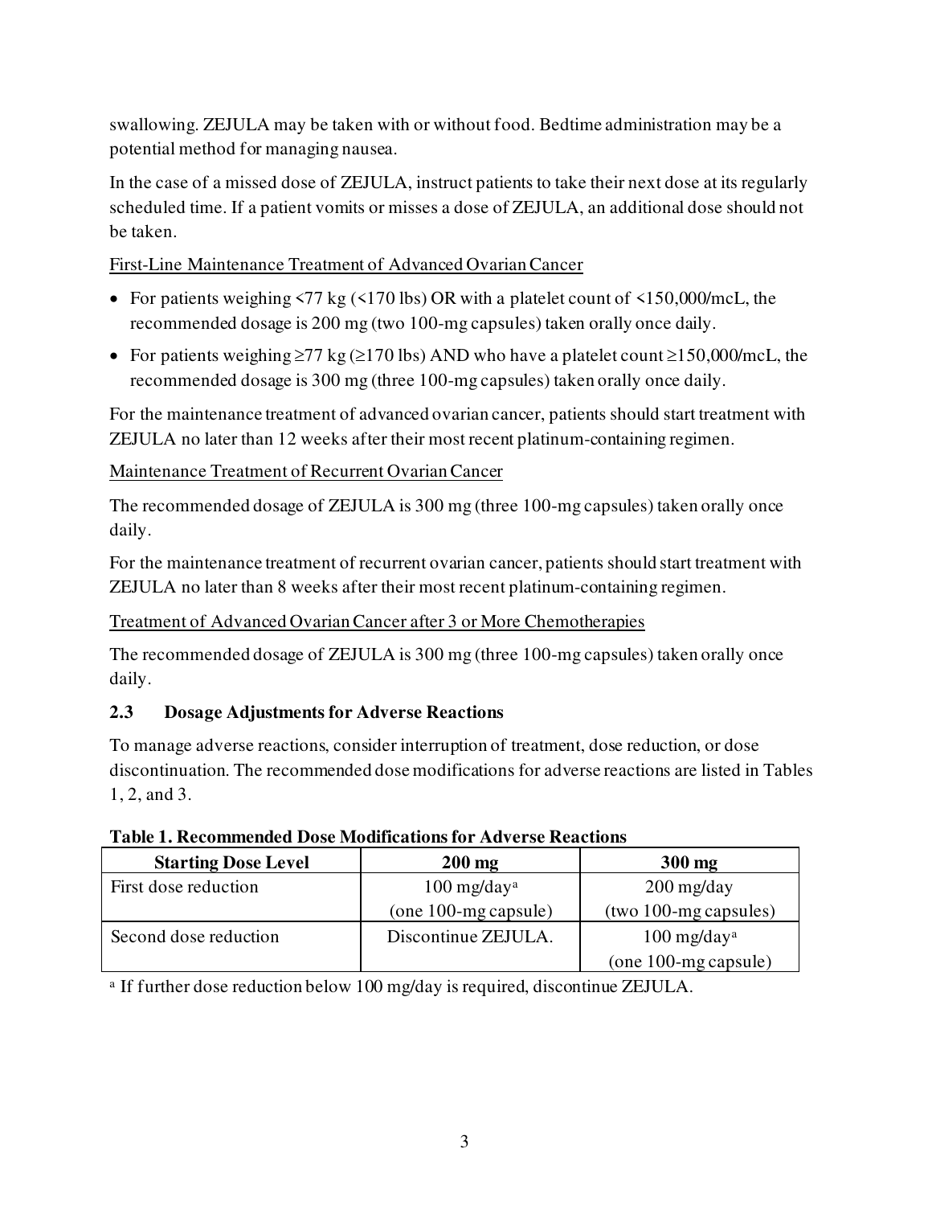swallowing. ZEJULA may be taken with or without food. Bedtime administration may be a potential method for managing nausea.

In the case of a missed dose of ZEJULA, instruct patients to take their next dose at its regularly scheduled time. If a patient vomits or misses a dose of ZEJULA, an additional dose should not be taken.

First-Line Maintenance Treatment of Advanced Ovarian Cancer

- For patients weighing <77 kg (<170 lbs) OR with a platelet count of <150,000/mcL, the recommended dosage is 200 mg (two 100-mg capsules) taken orally once daily.
- For patients weighing ≥77 kg (≥170 lbs) AND who have a platelet count ≥150,000/mcL, the recommended dosage is 300 mg (three 100-mg capsules) taken orally once daily.

For the maintenance treatment of advanced ovarian cancer, patients should start treatment with ZEJULA no later than 12 weeks after their most recent platinum-containing regimen.

Maintenance Treatment of Recurrent Ovarian Cancer

The recommended dosage of ZEJULA is 300 mg (three 100-mg capsules) taken orally once daily.

For the maintenance treatment of recurrent ovarian cancer, patients should start treatment with ZEJULA no later than 8 weeks after their most recent platinum-containing regimen.

Treatment of Advanced Ovarian Cancer after 3 or More Chemotherapies

The recommended dosage of ZEJULA is 300 mg (three 100-mg capsules) taken orally once daily.

### 2.3 Dosage Adjustments for Adverse Reactions

To manage adverse reactions, consider interruption of treatment, dose reduction, or dose discontinuation. The recommended dose modifications for adverse reactions are listed in Tables 1, 2, and 3.

**Table 1. Recommended Dose Modifications for Adverse Reactions**

| Starting Dose Level | 200 mg | 300 mg |
|---|---|---|
| First dose reduction | 100 mg/day[a] (one 100-mg capsule) | 200 mg/day (two 100-mg capsules) |
| Second dose reduction | Discontinue ZEJULA. | 100 mg/day[a] (one 100-mg capsule) |

[a] If further dose reduction below 100 mg/day is required, discontinue ZEJULA.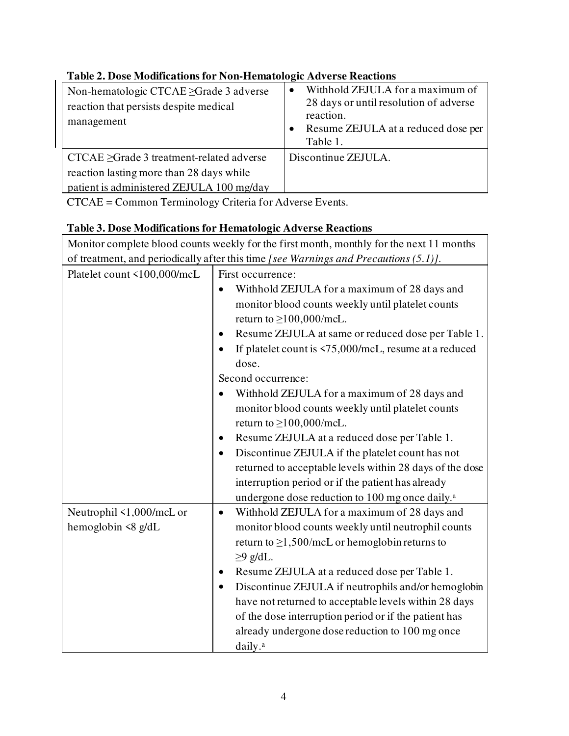**Table 2. Dose Modifications for Non-Hematologic Adverse Reactions**

| | |
|---|---|
| Non-hematologic CTCAE ≥Grade 3 adverse reaction that persists despite medical management | • Withhold ZEJULA for a maximum of 28 days or until resolution of adverse reaction.<br>• Resume ZEJULA at a reduced dose per Table 1. |
| CTCAE ≥Grade 3 treatment-related adverse reaction lasting more than 28 days while patient is administered ZEJULA 100 mg/day | Discontinue ZEJULA. |

CTCAE = Common Terminology Criteria for Adverse Events.

**Table 3. Dose Modifications for Hematologic Adverse Reactions**

| Monitor complete blood counts weekly for the first month, monthly for the next 11 months of treatment, and periodically after this time *[see Warnings and Precautions (5.1)]*. | |
|---|---|
| Platelet count <100,000/mcL | First occurrence:<br>• Withhold ZEJULA for a maximum of 28 days and monitor blood counts weekly until platelet counts return to ≥100,000/mcL.<br>• Resume ZEJULA at same or reduced dose per Table 1.<br>• If platelet count is <75,000/mcL, resume at a reduced dose.<br>Second occurrence:<br>• Withhold ZEJULA for a maximum of 28 days and monitor blood counts weekly until platelet counts return to ≥100,000/mcL.<br>• Resume ZEJULA at a reduced dose per Table 1.<br>• Discontinue ZEJULA if the platelet count has not returned to acceptable levels within 28 days of the dose interruption period or if the patient has already undergone dose reduction to 100 mg once daily.[a] |
| Neutrophil <1,000/mcL or hemoglobin <8 g/dL | • Withhold ZEJULA for a maximum of 28 days and monitor blood counts weekly until neutrophil counts return to ≥1,500/mcL or hemoglobin returns to ≥9 g/dL.<br>• Resume ZEJULA at a reduced dose per Table 1.<br>• Discontinue ZEJULA if neutrophils and/or hemoglobin have not returned to acceptable levels within 28 days of the dose interruption period or if the patient has already undergone dose reduction to 100 mg once daily.[a] |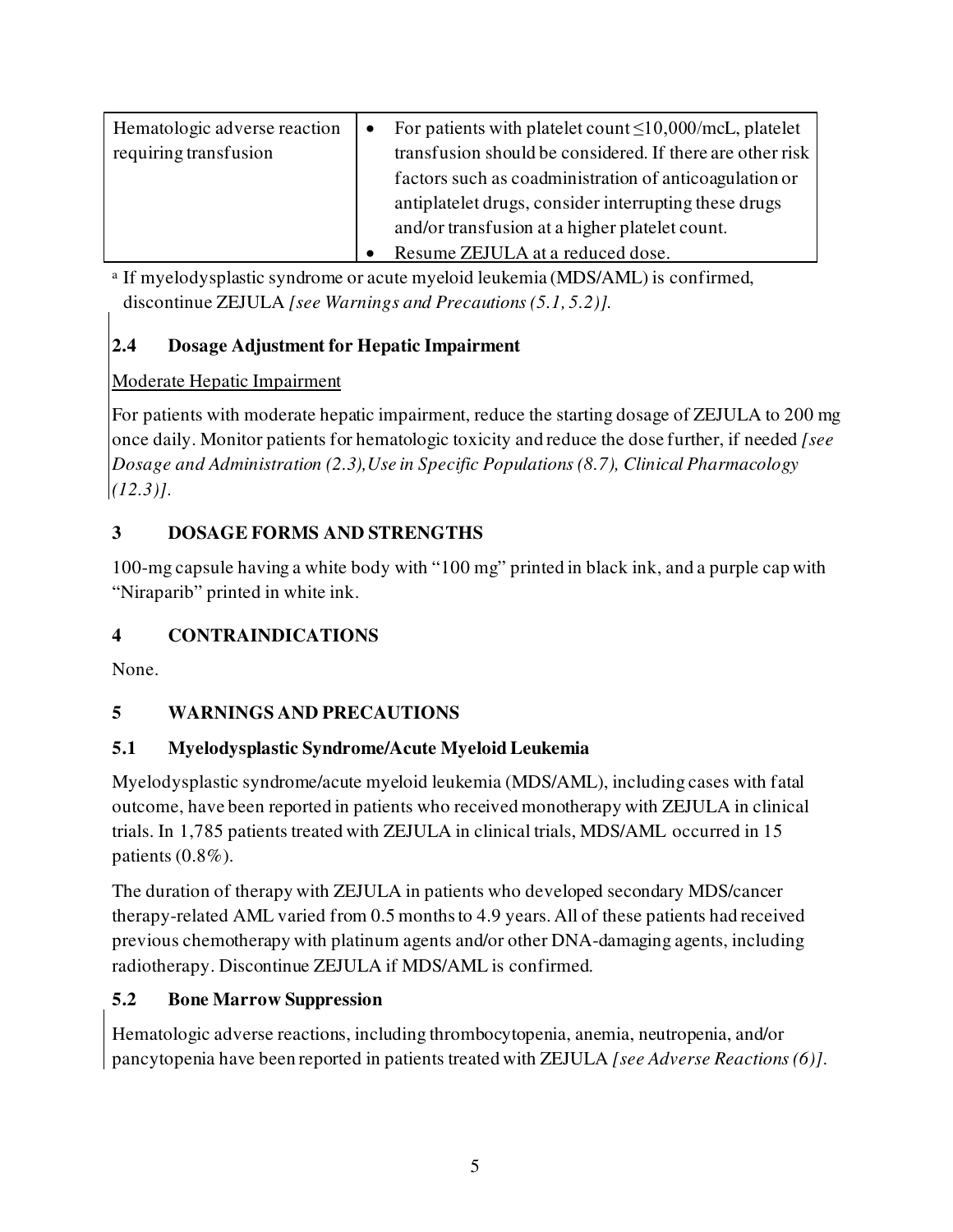| Hematologic adverse reaction requiring transfusion | • For patients with platelet count ≤10,000/mcL, platelet transfusion should be considered. If there are other risk factors such as coadministration of anticoagulation or antiplatelet drugs, consider interrupting these drugs and/or transfusion at a higher platelet count.<br>• Resume ZEJULA at a reduced dose. |
|---|---|

[a] If myelodysplastic syndrome or acute myeloid leukemia (MDS/AML) is confirmed, discontinue ZEJULA *[see Warnings and Precautions (5.1, 5.2)]*.

### 2.4 Dosage Adjustment for Hepatic Impairment

Moderate Hepatic Impairment

For patients with moderate hepatic impairment, reduce the starting dosage of ZEJULA to 200 mg once daily. Monitor patients for hematologic toxicity and reduce the dose further, if needed *[see Dosage and Administration (2.3), Use in Specific Populations (8.7), Clinical Pharmacology (12.3)]*.

## 3 DOSAGE FORMS AND STRENGTHS

100-mg capsule having a white body with "100 mg" printed in black ink, and a purple cap with "Niraparib" printed in white ink.

## 4 CONTRAINDICATIONS

None.

## 5 WARNINGS AND PRECAUTIONS

### 5.1 Myelodysplastic Syndrome/Acute Myeloid Leukemia

Myelodysplastic syndrome/acute myeloid leukemia (MDS/AML), including cases with fatal outcome, have been reported in patients who received monotherapy with ZEJULA in clinical trials. In 1,785 patients treated with ZEJULA in clinical trials, MDS/AML occurred in 15 patients (0.8%).

The duration of therapy with ZEJULA in patients who developed secondary MDS/cancer therapy-related AML varied from 0.5 months to 4.9 years. All of these patients had received previous chemotherapy with platinum agents and/or other DNA-damaging agents, including radiotherapy. Discontinue ZEJULA if MDS/AML is confirmed.

### 5.2 Bone Marrow Suppression

Hematologic adverse reactions, including thrombocytopenia, anemia, neutropenia, and/or pancytopenia have been reported in patients treated with ZEJULA *[see Adverse Reactions (6)]*.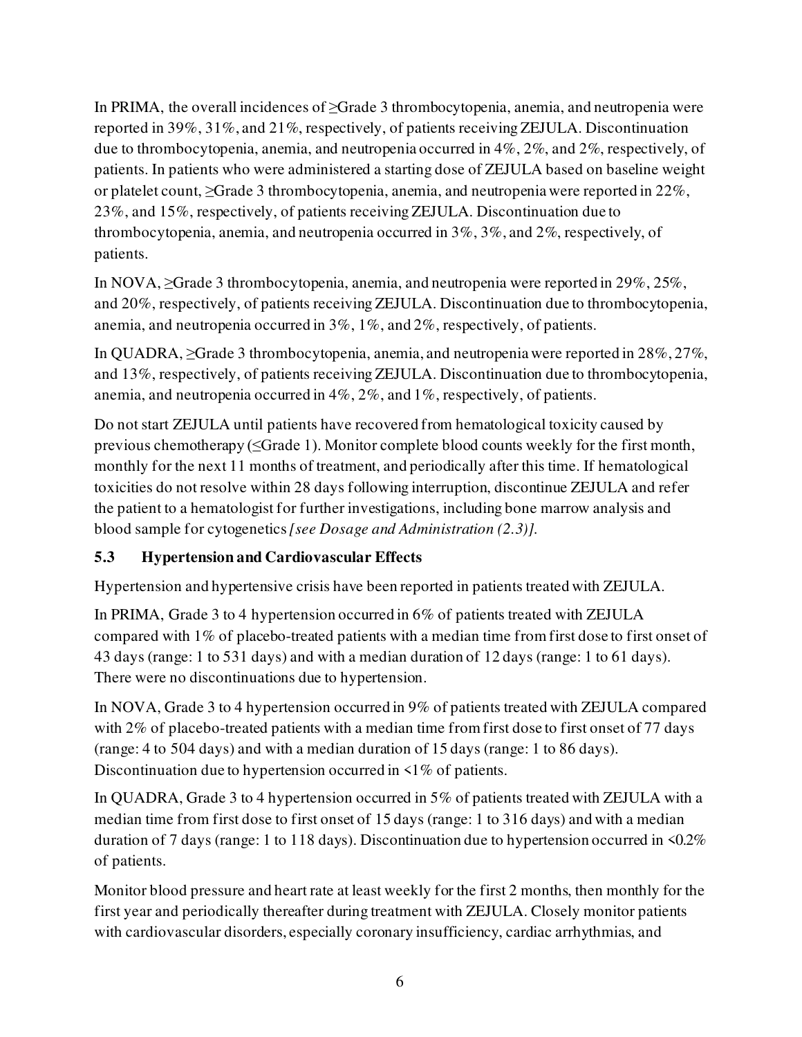In PRIMA, the overall incidences of ≥Grade 3 thrombocytopenia, anemia, and neutropenia were reported in 39%, 31%, and 21%, respectively, of patients receiving ZEJULA. Discontinuation due to thrombocytopenia, anemia, and neutropenia occurred in 4%, 2%, and 2%, respectively, of patients. In patients who were administered a starting dose of ZEJULA based on baseline weight or platelet count, ≥Grade 3 thrombocytopenia, anemia, and neutropenia were reported in 22%, 23%, and 15%, respectively, of patients receiving ZEJULA. Discontinuation due to thrombocytopenia, anemia, and neutropenia occurred in 3%, 3%, and 2%, respectively, of patients.

In NOVA, ≥Grade 3 thrombocytopenia, anemia, and neutropenia were reported in 29%, 25%, and 20%, respectively, of patients receiving ZEJULA. Discontinuation due to thrombocytopenia, anemia, and neutropenia occurred in 3%, 1%, and 2%, respectively, of patients.

In QUADRA, ≥Grade 3 thrombocytopenia, anemia, and neutropenia were reported in 28%, 27%, and 13%, respectively, of patients receiving ZEJULA. Discontinuation due to thrombocytopenia, anemia, and neutropenia occurred in 4%, 2%, and 1%, respectively, of patients.

Do not start ZEJULA until patients have recovered from hematological toxicity caused by previous chemotherapy (≤Grade 1). Monitor complete blood counts weekly for the first month, monthly for the next 11 months of treatment, and periodically after this time. If hematological toxicities do not resolve within 28 days following interruption, discontinue ZEJULA and refer the patient to a hematologist for further investigations, including bone marrow analysis and blood sample for cytogenetics *[see Dosage and Administration (2.3)]*.

### 5.3 Hypertension and Cardiovascular Effects

Hypertension and hypertensive crisis have been reported in patients treated with ZEJULA.

In PRIMA, Grade 3 to 4 hypertension occurred in 6% of patients treated with ZEJULA compared with 1% of placebo-treated patients with a median time from first dose to first onset of 43 days (range: 1 to 531 days) and with a median duration of 12 days (range: 1 to 61 days). There were no discontinuations due to hypertension.

In NOVA, Grade 3 to 4 hypertension occurred in 9% of patients treated with ZEJULA compared with 2% of placebo-treated patients with a median time from first dose to first onset of 77 days (range: 4 to 504 days) and with a median duration of 15 days (range: 1 to 86 days). Discontinuation due to hypertension occurred in <1% of patients.

In QUADRA, Grade 3 to 4 hypertension occurred in 5% of patients treated with ZEJULA with a median time from first dose to first onset of 15 days (range: 1 to 316 days) and with a median duration of 7 days (range: 1 to 118 days). Discontinuation due to hypertension occurred in <0.2% of patients.

Monitor blood pressure and heart rate at least weekly for the first 2 months, then monthly for the first year and periodically thereafter during treatment with ZEJULA. Closely monitor patients with cardiovascular disorders, especially coronary insufficiency, cardiac arrhythmias, and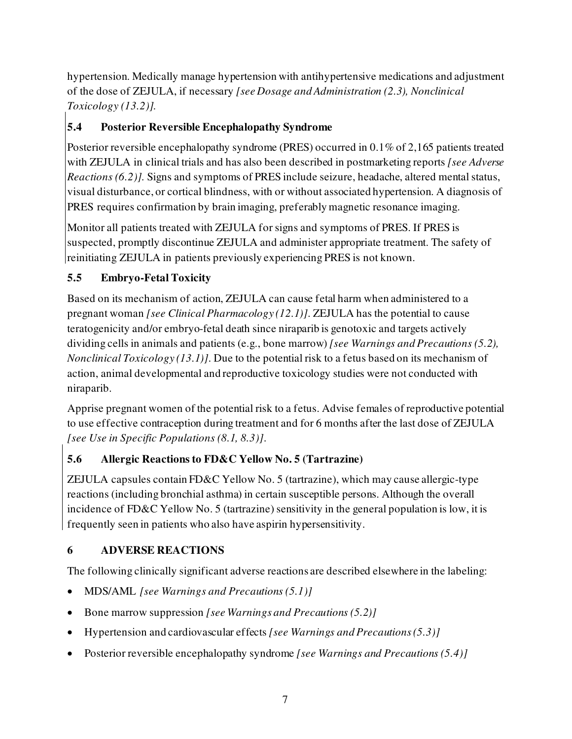hypertension. Medically manage hypertension with antihypertensive medications and adjustment of the dose of ZEJULA, if necessary *[see Dosage and Administration (2.3), Nonclinical Toxicology (13.2)]*.

## 5.4 Posterior Reversible Encephalopathy Syndrome

Posterior reversible encephalopathy syndrome (PRES) occurred in 0.1% of 2,165 patients treated with ZEJULA in clinical trials and has also been described in postmarketing reports *[see Adverse Reactions (6.2)]*. Signs and symptoms of PRES include seizure, headache, altered mental status, visual disturbance, or cortical blindness, with or without associated hypertension. A diagnosis of PRES requires confirmation by brain imaging, preferably magnetic resonance imaging.

Monitor all patients treated with ZEJULA for signs and symptoms of PRES. If PRES is suspected, promptly discontinue ZEJULA and administer appropriate treatment. The safety of reinitiating ZEJULA in patients previously experiencing PRES is not known.

## 5.5 Embryo-Fetal Toxicity

Based on its mechanism of action, ZEJULA can cause fetal harm when administered to a pregnant woman *[see Clinical Pharmacology (12.1)]*. ZEJULA has the potential to cause teratogenicity and/or embryo-fetal death since niraparib is genotoxic and targets actively dividing cells in animals and patients (e.g., bone marrow) *[see Warnings and Precautions (5.2), Nonclinical Toxicology (13.1)]*. Due to the potential risk to a fetus based on its mechanism of action, animal developmental and reproductive toxicology studies were not conducted with niraparib.

Apprise pregnant women of the potential risk to a fetus. Advise females of reproductive potential to use effective contraception during treatment and for 6 months after the last dose of ZEJULA *[see Use in Specific Populations (8.1, 8.3)]*.

## 5.6 Allergic Reactions to FD&C Yellow No. 5 (Tartrazine)

ZEJULA capsules contain FD&C Yellow No. 5 (tartrazine), which may cause allergic-type reactions (including bronchial asthma) in certain susceptible persons. Although the overall incidence of FD&C Yellow No. 5 (tartrazine) sensitivity in the general population is low, it is frequently seen in patients who also have aspirin hypersensitivity.

# 6 ADVERSE REACTIONS

The following clinically significant adverse reactions are described elsewhere in the labeling:

- MDS/AML *[see Warnings and Precautions (5.1)]*
- Bone marrow suppression *[see Warnings and Precautions (5.2)]*
- Hypertension and cardiovascular effects *[see Warnings and Precautions (5.3)]*
- Posterior reversible encephalopathy syndrome *[see Warnings and Precautions (5.4)]*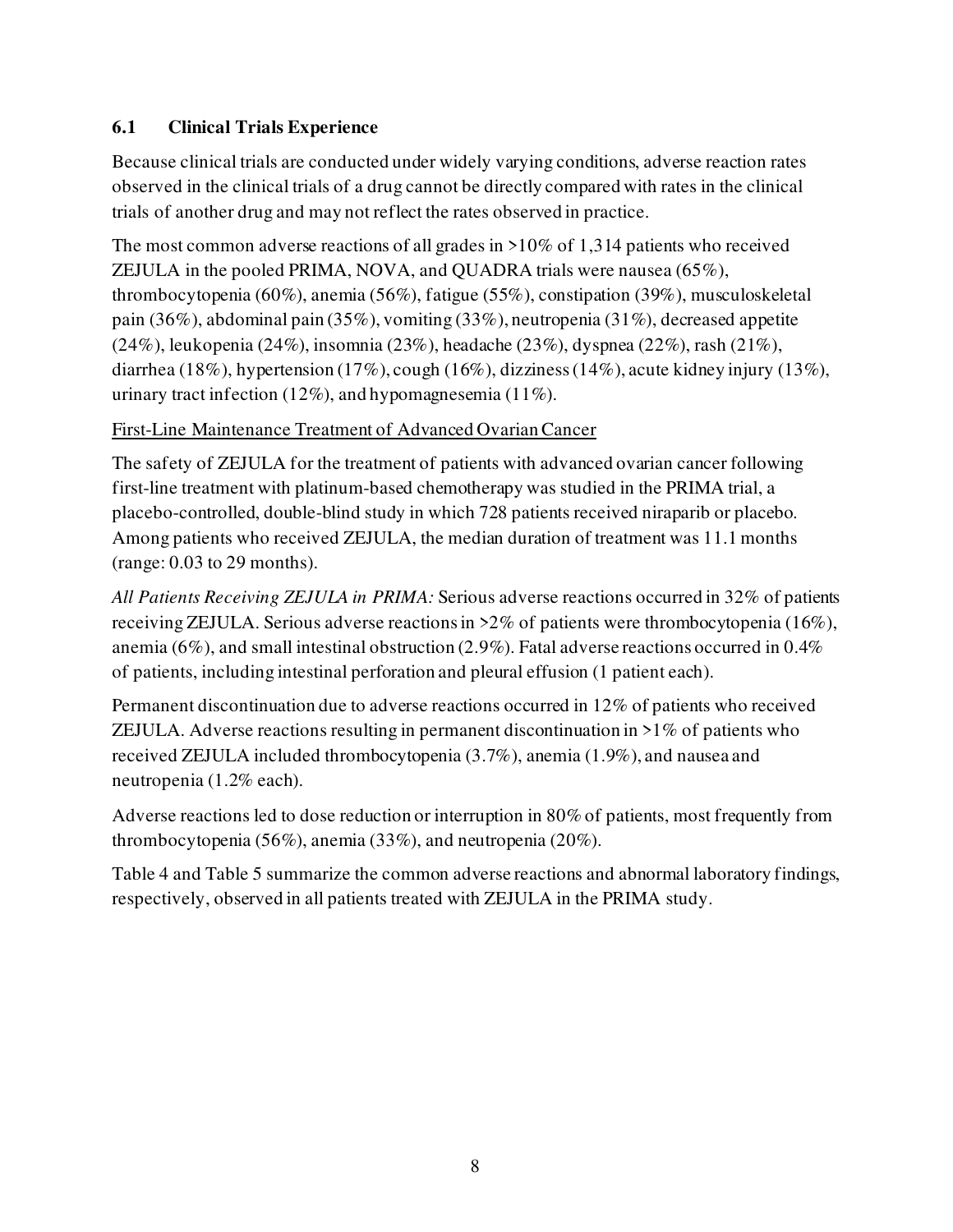### 6.1 Clinical Trials Experience

Because clinical trials are conducted under widely varying conditions, adverse reaction rates observed in the clinical trials of a drug cannot be directly compared with rates in the clinical trials of another drug and may not reflect the rates observed in practice.

The most common adverse reactions of all grades in >10% of 1,314 patients who received ZEJULA in the pooled PRIMA, NOVA, and QUADRA trials were nausea (65%), thrombocytopenia (60%), anemia (56%), fatigue (55%), constipation (39%), musculoskeletal pain (36%), abdominal pain (35%), vomiting (33%), neutropenia (31%), decreased appetite (24%), leukopenia (24%), insomnia (23%), headache (23%), dyspnea (22%), rash (21%), diarrhea (18%), hypertension (17%), cough (16%), dizziness (14%), acute kidney injury (13%), urinary tract infection (12%), and hypomagnesemia (11%).

<u>First-Line Maintenance Treatment of Advanced Ovarian Cancer</u>

The safety of ZEJULA for the treatment of patients with advanced ovarian cancer following first-line treatment with platinum-based chemotherapy was studied in the PRIMA trial, a placebo-controlled, double-blind study in which 728 patients received niraparib or placebo. Among patients who received ZEJULA, the median duration of treatment was 11.1 months (range: 0.03 to 29 months).

*All Patients Receiving ZEJULA in PRIMA:* Serious adverse reactions occurred in 32% of patients receiving ZEJULA. Serious adverse reactions in >2% of patients were thrombocytopenia (16%), anemia (6%), and small intestinal obstruction (2.9%). Fatal adverse reactions occurred in 0.4% of patients, including intestinal perforation and pleural effusion (1 patient each).

Permanent discontinuation due to adverse reactions occurred in 12% of patients who received ZEJULA. Adverse reactions resulting in permanent discontinuation in >1% of patients who received ZEJULA included thrombocytopenia (3.7%), anemia (1.9%), and nausea and neutropenia (1.2% each).

Adverse reactions led to dose reduction or interruption in 80% of patients, most frequently from thrombocytopenia (56%), anemia (33%), and neutropenia (20%).

Table 4 and Table 5 summarize the common adverse reactions and abnormal laboratory findings, respectively, observed in all patients treated with ZEJULA in the PRIMA study.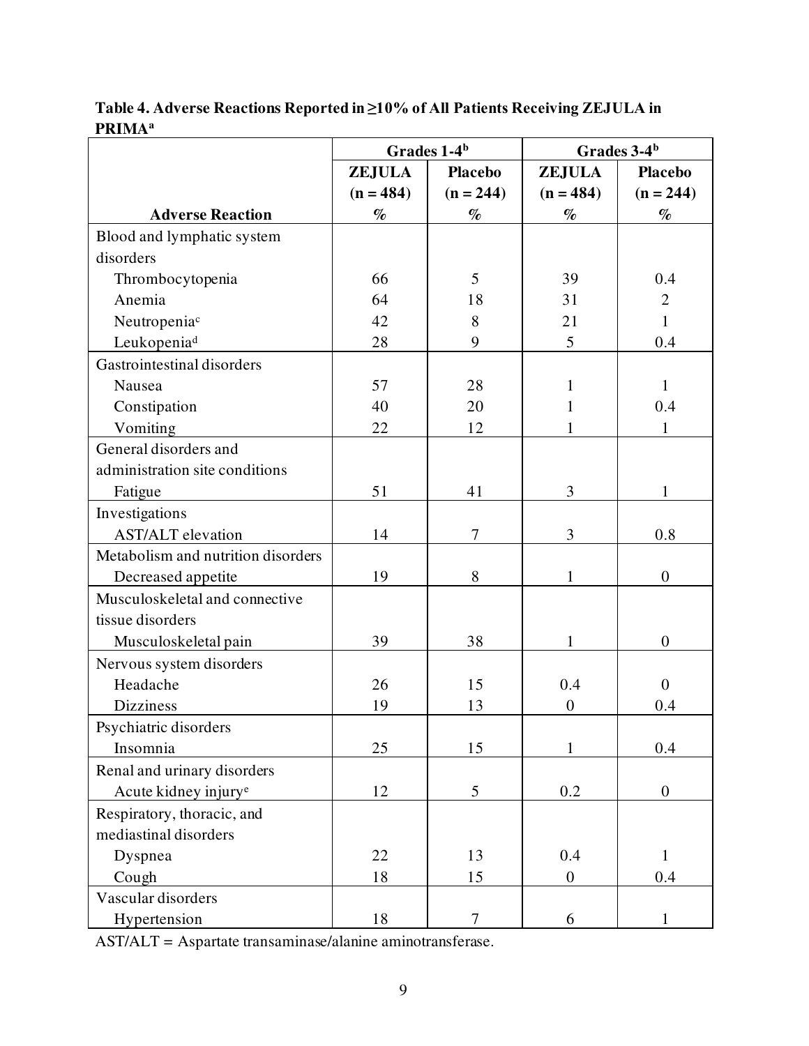**Table 4. Adverse Reactions Reported in ≥10% of All Patients Receiving ZEJULA in PRIMA[a]**

| | Grades 1-4[b] | | Grades 3-4[b] | |
|---|---|---|---|---|
| **Adverse Reaction** | **ZEJULA (n = 484) %** | **Placebo (n = 244) %** | **ZEJULA (n = 484) %** | **Placebo (n = 244) %** |
| Blood and lymphatic system disorders | | | | |
| Thrombocytopenia | 66 | 5 | 39 | 0.4 |
| Anemia | 64 | 18 | 31 | 2 |
| Neutropenia[c] | 42 | 8 | 21 | 1 |
| Leukopenia[d] | 28 | 9 | 5 | 0.4 |
| Gastrointestinal disorders | | | | |
| Nausea | 57 | 28 | 1 | 1 |
| Constipation | 40 | 20 | 1 | 0.4 |
| Vomiting | 22 | 12 | 1 | 1 |
| General disorders and administration site conditions | | | | |
| Fatigue | 51 | 41 | 3 | 1 |
| Investigations | | | | |
| AST/ALT elevation | 14 | 7 | 3 | 0.8 |
| Metabolism and nutrition disorders | | | | |
| Decreased appetite | 19 | 8 | 1 | 0 |
| Musculoskeletal and connective tissue disorders | | | | |
| Musculoskeletal pain | 39 | 38 | 1 | 0 |
| Nervous system disorders | | | | |
| Headache | 26 | 15 | 0.4 | 0 |
| Dizziness | 19 | 13 | 0 | 0.4 |
| Psychiatric disorders | | | | |
| Insomnia | 25 | 15 | 1 | 0.4 |
| Renal and urinary disorders | | | | |
| Acute kidney injury[e] | 12 | 5 | 0.2 | 0 |
| Respiratory, thoracic, and mediastinal disorders | | | | |
| Dyspnea | 22 | 13 | 0.4 | 1 |
| Cough | 18 | 15 | 0 | 0.4 |
| Vascular disorders | | | | |
| Hypertension | 18 | 7 | 6 | 1 |

AST/ALT = Aspartate transaminase/alanine aminotransferase.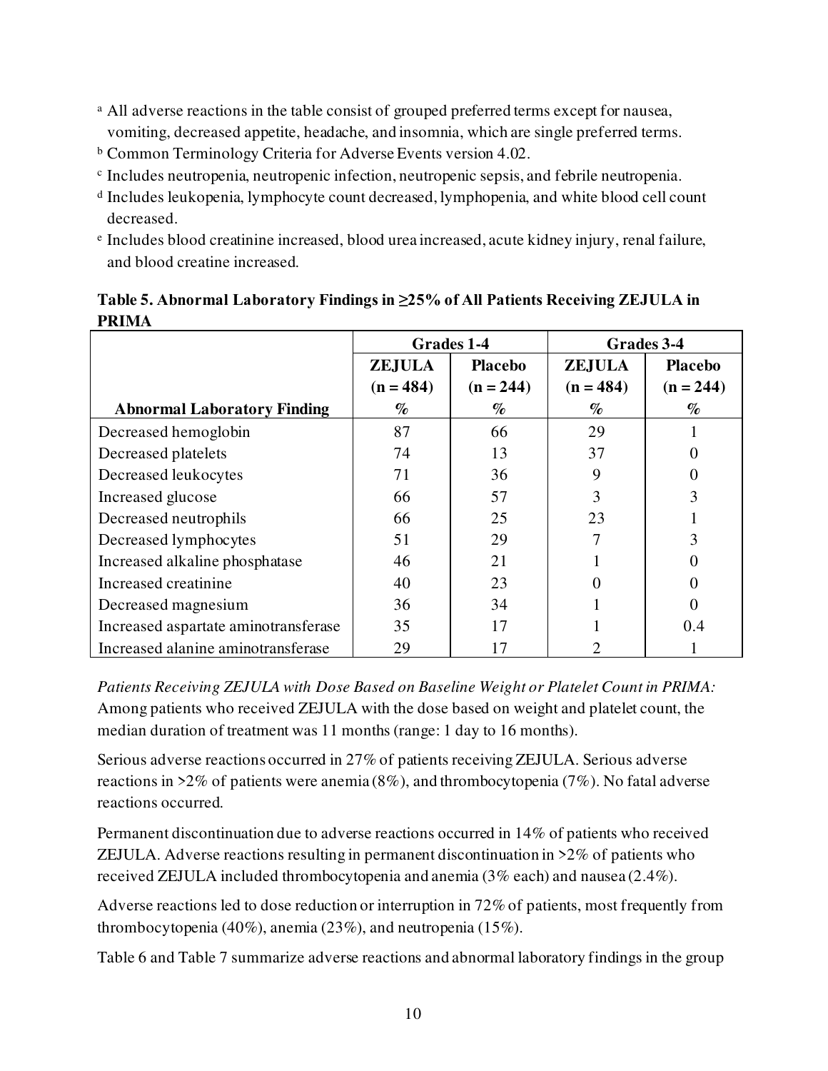[a] All adverse reactions in the table consist of grouped preferred terms except for nausea, vomiting, decreased appetite, headache, and insomnia, which are single preferred terms.
[b] Common Terminology Criteria for Adverse Events version 4.02.
[c] Includes neutropenia, neutropenic infection, neutropenic sepsis, and febrile neutropenia.
[d] Includes leukopenia, lymphocyte count decreased, lymphopenia, and white blood cell count decreased.
[e] Includes blood creatinine increased, blood urea increased, acute kidney injury, renal failure, and blood creatine increased.

**Table 5. Abnormal Laboratory Findings in ≥25% of All Patients Receiving ZEJULA in PRIMA**

| | Grades 1-4 | | Grades 3-4 | |
|---|---|---|---|---|
| **Abnormal Laboratory Finding** | **ZEJULA (n = 484) %** | **Placebo (n = 244) %** | **ZEJULA (n = 484) %** | **Placebo (n = 244) %** |
| Decreased hemoglobin | 87 | 66 | 29 | 1 |
| Decreased platelets | 74 | 13 | 37 | 0 |
| Decreased leukocytes | 71 | 36 | 9 | 0 |
| Increased glucose | 66 | 57 | 3 | 3 |
| Decreased neutrophils | 66 | 25 | 23 | 1 |
| Decreased lymphocytes | 51 | 29 | 7 | 3 |
| Increased alkaline phosphatase | 46 | 21 | 1 | 0 |
| Increased creatinine | 40 | 23 | 0 | 0 |
| Decreased magnesium | 36 | 34 | 1 | 0 |
| Increased aspartate aminotransferase | 35 | 17 | 1 | 0.4 |
| Increased alanine aminotransferase | 29 | 17 | 2 | 1 |

*Patients Receiving ZEJULA with Dose Based on Baseline Weight or Platelet Count in PRIMA:* Among patients who received ZEJULA with the dose based on weight and platelet count, the median duration of treatment was 11 months (range: 1 day to 16 months).

Serious adverse reactions occurred in 27% of patients receiving ZEJULA. Serious adverse reactions in >2% of patients were anemia (8%), and thrombocytopenia (7%). No fatal adverse reactions occurred.

Permanent discontinuation due to adverse reactions occurred in 14% of patients who received ZEJULA. Adverse reactions resulting in permanent discontinuation in >2% of patients who received ZEJULA included thrombocytopenia and anemia (3% each) and nausea (2.4%).

Adverse reactions led to dose reduction or interruption in 72% of patients, most frequently from thrombocytopenia (40%), anemia (23%), and neutropenia (15%).

Table 6 and Table 7 summarize adverse reactions and abnormal laboratory findings in the group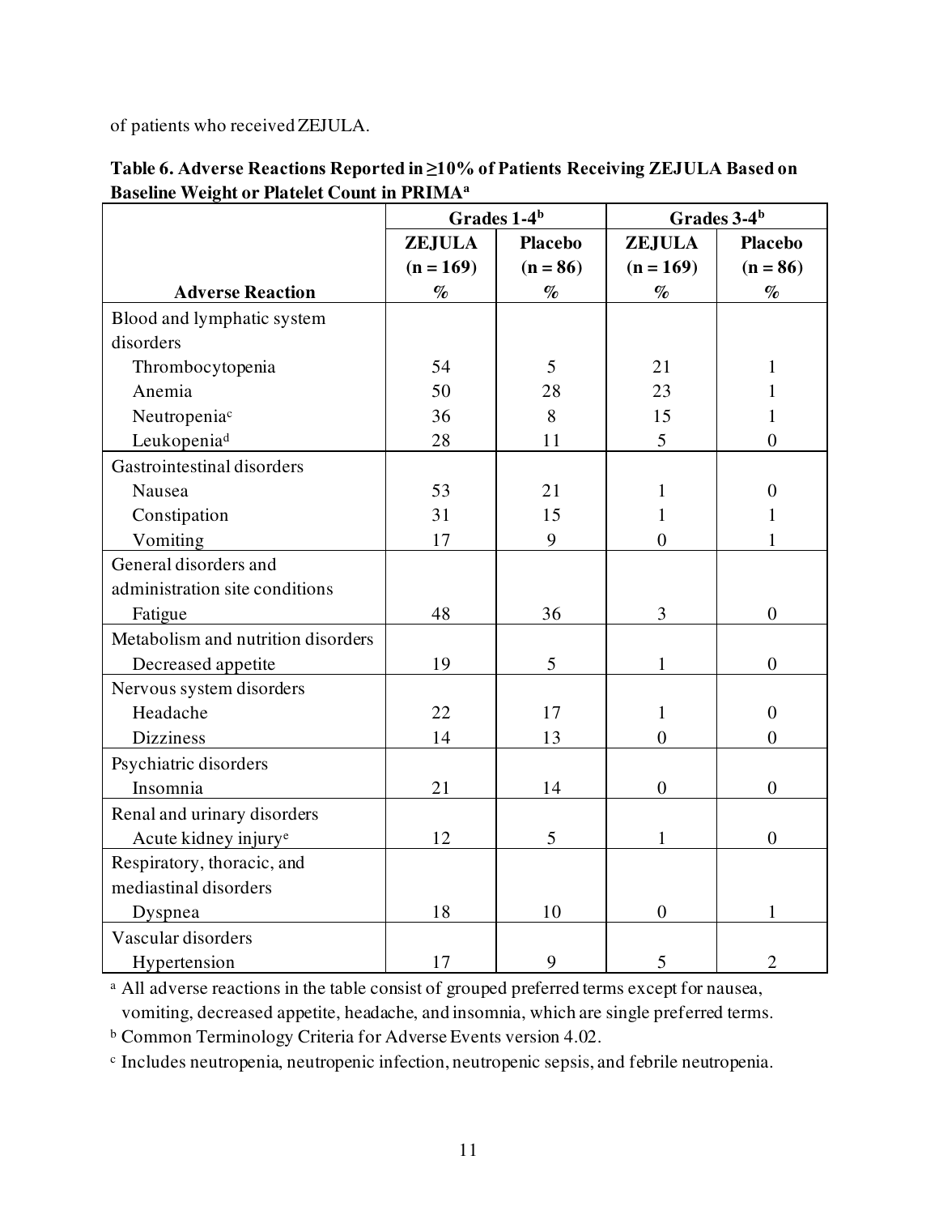of patients who received ZEJULA.

**Table 6. Adverse Reactions Reported in ≥10% of Patients Receiving ZEJULA Based on Baseline Weight or Platelet Count in PRIMA[a]**

| | Grades 1-4[b] | | Grades 3-4[b] | |
|---|---|---|---|---|
| | ZEJULA (n = 169) | Placebo (n = 86) | ZEJULA (n = 169) | Placebo (n = 86) |
| **Adverse Reaction** | % | % | % | % |
| Blood and lymphatic system disorders | | | | |
| Thrombocytopenia | 54 | 5 | 21 | 1 |
| Anemia | 50 | 28 | 23 | 1 |
| Neutropenia[c] | 36 | 8 | 15 | 1 |
| Leukopenia[d] | 28 | 11 | 5 | 0 |
| Gastrointestinal disorders | | | | |
| Nausea | 53 | 21 | 1 | 0 |
| Constipation | 31 | 15 | 1 | 1 |
| Vomiting | 17 | 9 | 0 | 1 |
| General disorders and administration site conditions | | | | |
| Fatigue | 48 | 36 | 3 | 0 |
| Metabolism and nutrition disorders | | | | |
| Decreased appetite | 19 | 5 | 1 | 0 |
| Nervous system disorders | | | | |
| Headache | 22 | 17 | 1 | 0 |
| Dizziness | 14 | 13 | 0 | 0 |
| Psychiatric disorders | | | | |
| Insomnia | 21 | 14 | 0 | 0 |
| Renal and urinary disorders | | | | |
| Acute kidney injury[e] | 12 | 5 | 1 | 0 |
| Respiratory, thoracic, and mediastinal disorders | | | | |
| Dyspnea | 18 | 10 | 0 | 1 |
| Vascular disorders | | | | |
| Hypertension | 17 | 9 | 5 | 2 |

[a] All adverse reactions in the table consist of grouped preferred terms except for nausea, vomiting, decreased appetite, headache, and insomnia, which are single preferred terms.

[b] Common Terminology Criteria for Adverse Events version 4.02.

[c] Includes neutropenia, neutropenic infection, neutropenic sepsis, and febrile neutropenia.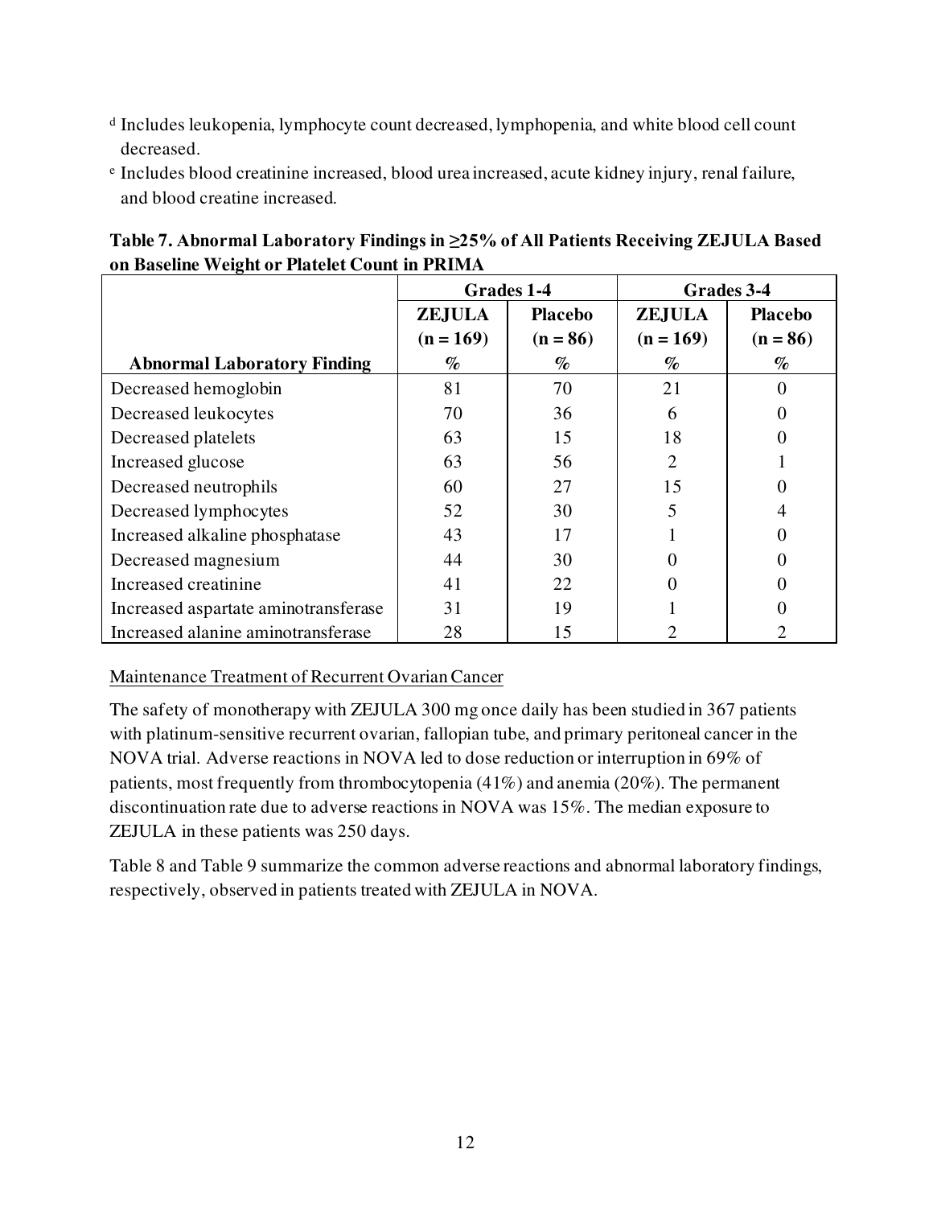[d] Includes leukopenia, lymphocyte count decreased, lymphopenia, and white blood cell count decreased.

[e] Includes blood creatinine increased, blood urea increased, acute kidney injury, renal failure, and blood creatine increased.

**Table 7. Abnormal Laboratory Findings in ≥25% of All Patients Receiving ZEJULA Based on Baseline Weight or Platelet Count in PRIMA**

| | Grades 1-4 | | Grades 3-4 | |
|---|---|---|---|---|
| | **ZEJULA (n = 169)** | **Placebo (n = 86)** | **ZEJULA (n = 169)** | **Placebo (n = 86)** |
| **Abnormal Laboratory Finding** | **%** | **%** | **%** | **%** |
| Decreased hemoglobin | 81 | 70 | 21 | 0 |
| Decreased leukocytes | 70 | 36 | 6 | 0 |
| Decreased platelets | 63 | 15 | 18 | 0 |
| Increased glucose | 63 | 56 | 2 | 1 |
| Decreased neutrophils | 60 | 27 | 15 | 0 |
| Decreased lymphocytes | 52 | 30 | 5 | 4 |
| Increased alkaline phosphatase | 43 | 17 | 1 | 0 |
| Decreased magnesium | 44 | 30 | 0 | 0 |
| Increased creatinine | 41 | 22 | 0 | 0 |
| Increased aspartate aminotransferase | 31 | 19 | 1 | 0 |
| Increased alanine aminotransferase | 28 | 15 | 2 | 2 |

Maintenance Treatment of Recurrent Ovarian Cancer

The safety of monotherapy with ZEJULA 300 mg once daily has been studied in 367 patients with platinum-sensitive recurrent ovarian, fallopian tube, and primary peritoneal cancer in the NOVA trial. Adverse reactions in NOVA led to dose reduction or interruption in 69% of patients, most frequently from thrombocytopenia (41%) and anemia (20%). The permanent discontinuation rate due to adverse reactions in NOVA was 15%. The median exposure to ZEJULA in these patients was 250 days.

Table 8 and Table 9 summarize the common adverse reactions and abnormal laboratory findings, respectively, observed in patients treated with ZEJULA in NOVA.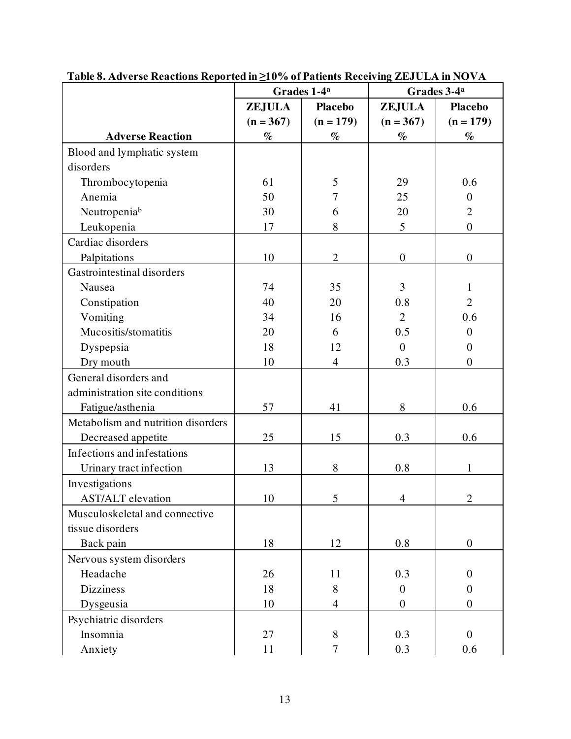**Table 8. Adverse Reactions Reported in ≥10% of Patients Receiving ZEJULA in NOVA**

| | Grades 1-4[a] | | Grades 3-4[a] | |
|---|---|---|---|---|
| **Adverse Reaction** | **ZEJULA (n = 367) %** | **Placebo (n = 179) %** | **ZEJULA (n = 367) %** | **Placebo (n = 179) %** |
| Blood and lymphatic system disorders | | | | |
| Thrombocytopenia | 61 | 5 | 29 | 0.6 |
| Anemia | 50 | 7 | 25 | 0 |
| Neutropenia[b] | 30 | 6 | 20 | 2 |
| Leukopenia | 17 | 8 | 5 | 0 |
| Cardiac disorders | | | | |
| Palpitations | 10 | 2 | 0 | 0 |
| Gastrointestinal disorders | | | | |
| Nausea | 74 | 35 | 3 | 1 |
| Constipation | 40 | 20 | 0.8 | 2 |
| Vomiting | 34 | 16 | 2 | 0.6 |
| Mucositis/stomatitis | 20 | 6 | 0.5 | 0 |
| Dyspepsia | 18 | 12 | 0 | 0 |
| Dry mouth | 10 | 4 | 0.3 | 0 |
| General disorders and administration site conditions | | | | |
| Fatigue/asthenia | 57 | 41 | 8 | 0.6 |
| Metabolism and nutrition disorders | | | | |
| Decreased appetite | 25 | 15 | 0.3 | 0.6 |
| Infections and infestations | | | | |
| Urinary tract infection | 13 | 8 | 0.8 | 1 |
| Investigations | | | | |
| AST/ALT elevation | 10 | 5 | 4 | 2 |
| Musculoskeletal and connective tissue disorders | | | | |
| Back pain | 18 | 12 | 0.8 | 0 |
| Nervous system disorders | | | | |
| Headache | 26 | 11 | 0.3 | 0 |
| Dizziness | 18 | 8 | 0 | 0 |
| Dysgeusia | 10 | 4 | 0 | 0 |
| Psychiatric disorders | | | | |
| Insomnia | 27 | 8 | 0.3 | 0 |
| Anxiety | 11 | 7 | 0.3 | 0.6 |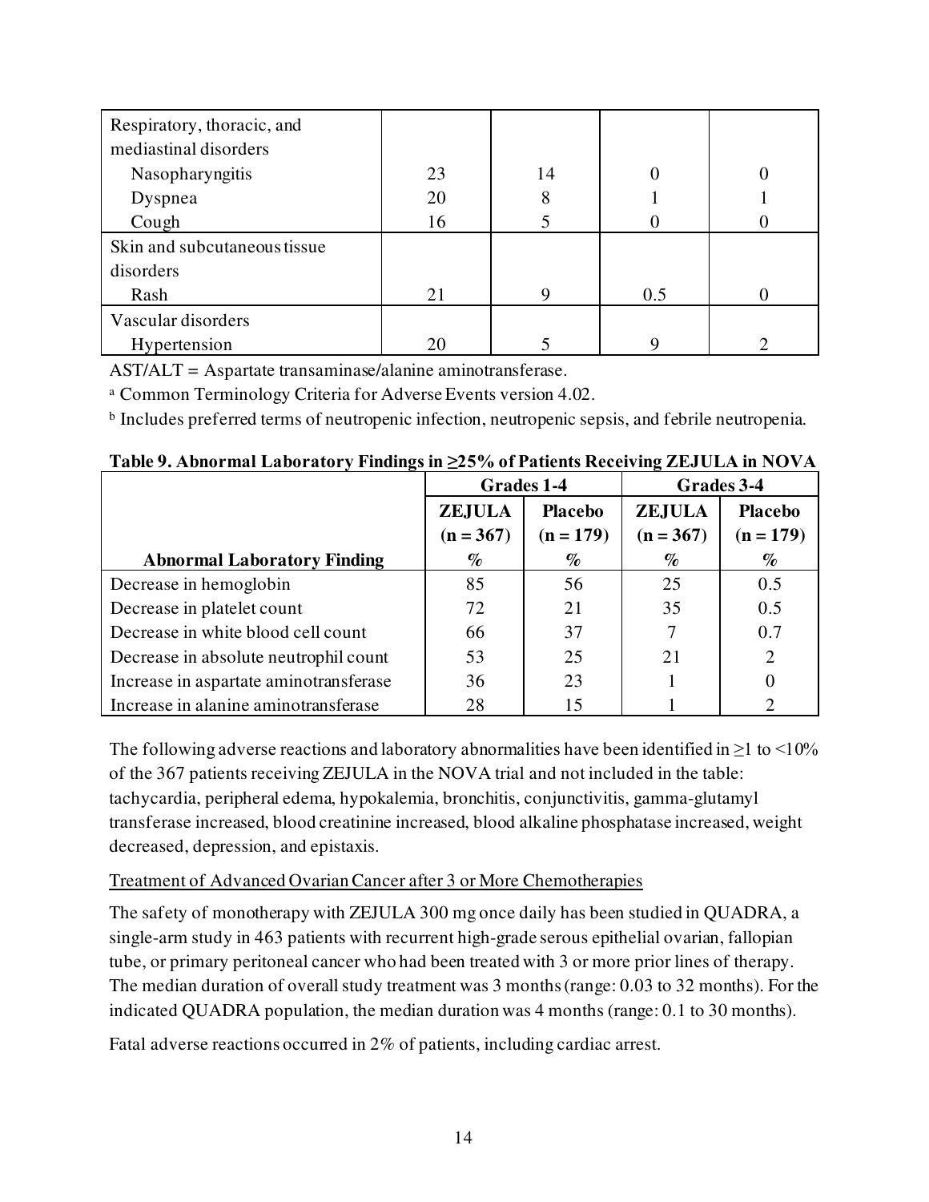| | | | | |
|---|---|---|---|---|
| Respiratory, thoracic, and mediastinal disorders | | | | |
| Nasopharyngitis | 23 | 14 | 0 | 0 |
| Dyspnea | 20 | 8 | 1 | 1 |
| Cough | 16 | 5 | 0 | 0 |
| Skin and subcutaneous tissue disorders | | | | |
| Rash | 21 | 9 | 0.5 | 0 |
| Vascular disorders | | | | |
| Hypertension | 20 | 5 | 9 | 2 |

AST/ALT = Aspartate transaminase/alanine aminotransferase.

[a] Common Terminology Criteria for Adverse Events version 4.02.

[b] Includes preferred terms of neutropenic infection, neutropenic sepsis, and febrile neutropenia.

**Table 9. Abnormal Laboratory Findings in ≥25% of Patients Receiving ZEJULA in NOVA**

| | Grades 1-4 | | Grades 3-4 | |
|---|---|---|---|---|
| **Abnormal Laboratory Finding** | **ZEJULA (n = 367) %** | **Placebo (n = 179) %** | **ZEJULA (n = 367) %** | **Placebo (n = 179) %** |
| Decrease in hemoglobin | 85 | 56 | 25 | 0.5 |
| Decrease in platelet count | 72 | 21 | 35 | 0.5 |
| Decrease in white blood cell count | 66 | 37 | 7 | 0.7 |
| Decrease in absolute neutrophil count | 53 | 25 | 21 | 2 |
| Increase in aspartate aminotransferase | 36 | 23 | 1 | 0 |
| Increase in alanine aminotransferase | 28 | 15 | 1 | 2 |

The following adverse reactions and laboratory abnormalities have been identified in ≥1 to <10% of the 367 patients receiving ZEJULA in the NOVA trial and not included in the table: tachycardia, peripheral edema, hypokalemia, bronchitis, conjunctivitis, gamma-glutamyl transferase increased, blood creatinine increased, blood alkaline phosphatase increased, weight decreased, depression, and epistaxis.

Treatment of Advanced Ovarian Cancer after 3 or More Chemotherapies

The safety of monotherapy with ZEJULA 300 mg once daily has been studied in QUADRA, a single-arm study in 463 patients with recurrent high-grade serous epithelial ovarian, fallopian tube, or primary peritoneal cancer who had been treated with 3 or more prior lines of therapy. The median duration of overall study treatment was 3 months (range: 0.03 to 32 months). For the indicated QUADRA population, the median duration was 4 months (range: 0.1 to 30 months).

Fatal adverse reactions occurred in 2% of patients, including cardiac arrest.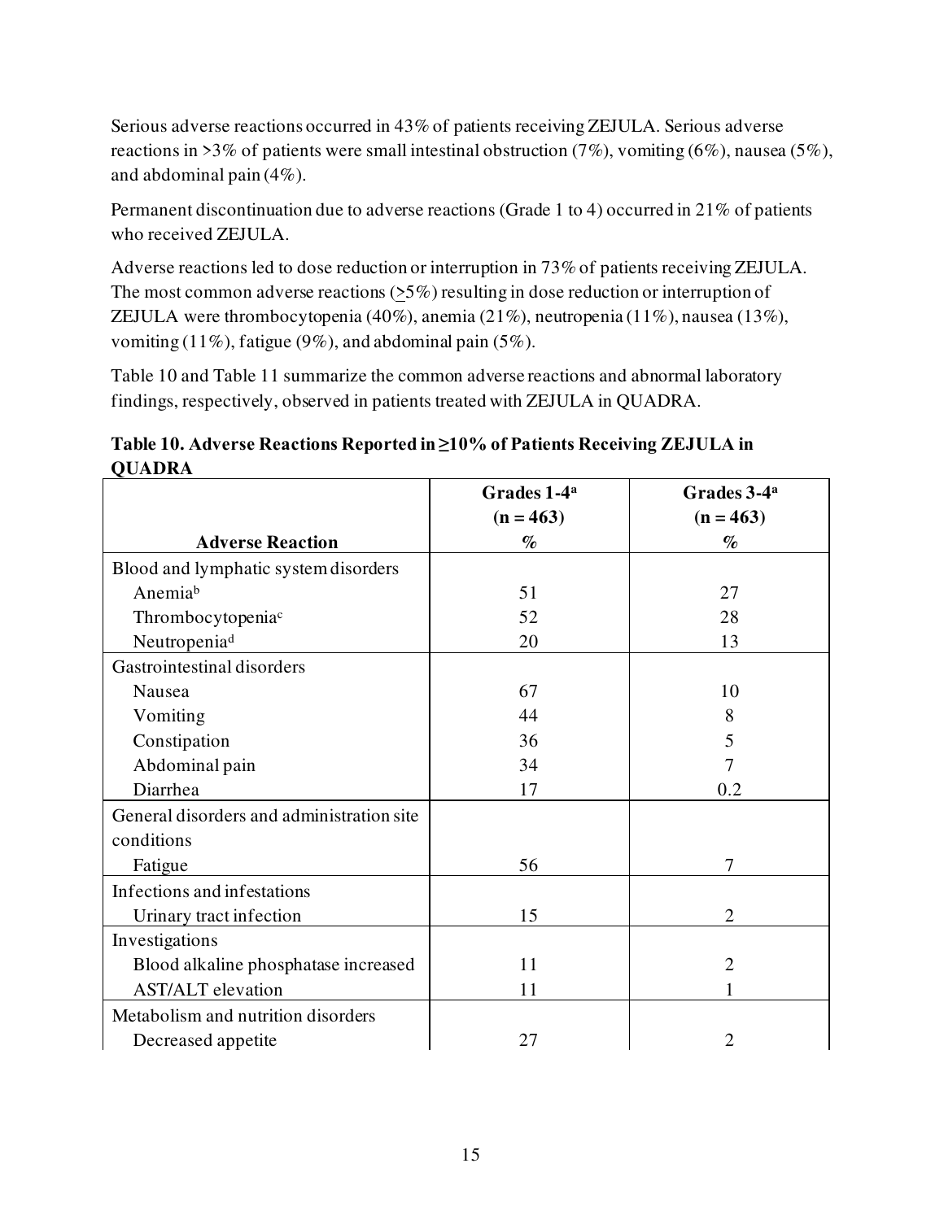Serious adverse reactions occurred in 43% of patients receiving ZEJULA. Serious adverse reactions in >3% of patients were small intestinal obstruction (7%), vomiting (6%), nausea (5%), and abdominal pain (4%).

Permanent discontinuation due to adverse reactions (Grade 1 to 4) occurred in 21% of patients who received ZEJULA.

Adverse reactions led to dose reduction or interruption in 73% of patients receiving ZEJULA. The most common adverse reactions (≥5%) resulting in dose reduction or interruption of ZEJULA were thrombocytopenia (40%), anemia (21%), neutropenia (11%), nausea (13%), vomiting (11%), fatigue (9%), and abdominal pain (5%).

Table 10 and Table 11 summarize the common adverse reactions and abnormal laboratory findings, respectively, observed in patients treated with ZEJULA in QUADRA.

**Table 10. Adverse Reactions Reported in ≥10% of Patients Receiving ZEJULA in QUADRA**

| Adverse Reaction | Grades 1-4[a] (n = 463) % | Grades 3-4[a] (n = 463) % |
|---|---|---|
| Blood and lymphatic system disorders | | |
| Anemia[b] | 51 | 27 |
| Thrombocytopenia[c] | 52 | 28 |
| Neutropenia[d] | 20 | 13 |
| Gastrointestinal disorders | | |
| Nausea | 67 | 10 |
| Vomiting | 44 | 8 |
| Constipation | 36 | 5 |
| Abdominal pain | 34 | 7 |
| Diarrhea | 17 | 0.2 |
| General disorders and administration site conditions | | |
| Fatigue | 56 | 7 |
| Infections and infestations | | |
| Urinary tract infection | 15 | 2 |
| Investigations | | |
| Blood alkaline phosphatase increased | 11 | 2 |
| AST/ALT elevation | 11 | 1 |
| Metabolism and nutrition disorders | | |
| Decreased appetite | 27 | 2 |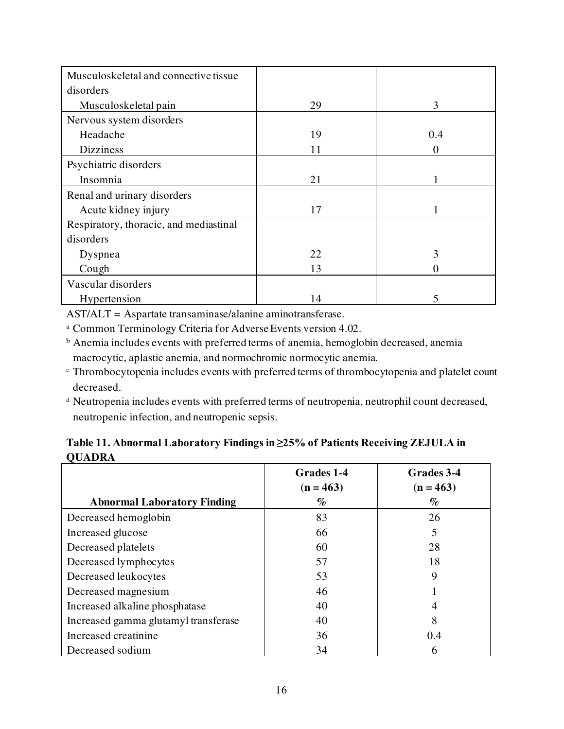| | | |
|---|---|---|
| Musculoskeletal and connective tissue disorders | | |
| Musculoskeletal pain | 29 | 3 |
| Nervous system disorders | | |
| Headache | 19 | 0.4 |
| Dizziness | 11 | 0 |
| Psychiatric disorders | | |
| Insomnia | 21 | 1 |
| Renal and urinary disorders | | |
| Acute kidney injury | 17 | 1 |
| Respiratory, thoracic, and mediastinal disorders | | |
| Dyspnea | 22 | 3 |
| Cough | 13 | 0 |
| Vascular disorders | | |
| Hypertension | 14 | 5 |

AST/ALT = Aspartate transaminase/alanine aminotransferase.

[a] Common Terminology Criteria for Adverse Events version 4.02.

[b] Anemia includes events with preferred terms of anemia, hemoglobin decreased, anemia macrocytic, aplastic anemia, and normochromic normocytic anemia.

[c] Thrombocytopenia includes events with preferred terms of thrombocytopenia and platelet count decreased.

[d] Neutropenia includes events with preferred terms of neutropenia, neutrophil count decreased, neutropenic infection, and neutropenic sepsis.

**Table 11. Abnormal Laboratory Findings in ≥25% of Patients Receiving ZEJULA in QUADRA**

| Abnormal Laboratory Finding | Grades 1-4 (n = 463) % | Grades 3-4 (n = 463) % |
|---|---|---|
| Decreased hemoglobin | 83 | 26 |
| Increased glucose | 66 | 5 |
| Decreased platelets | 60 | 28 |
| Decreased lymphocytes | 57 | 18 |
| Decreased leukocytes | 53 | 9 |
| Decreased magnesium | 46 | 1 |
| Increased alkaline phosphatase | 40 | 4 |
| Increased gamma glutamyl transferase | 40 | 8 |
| Increased creatinine | 36 | 0.4 |
| Decreased sodium | 34 | 6 |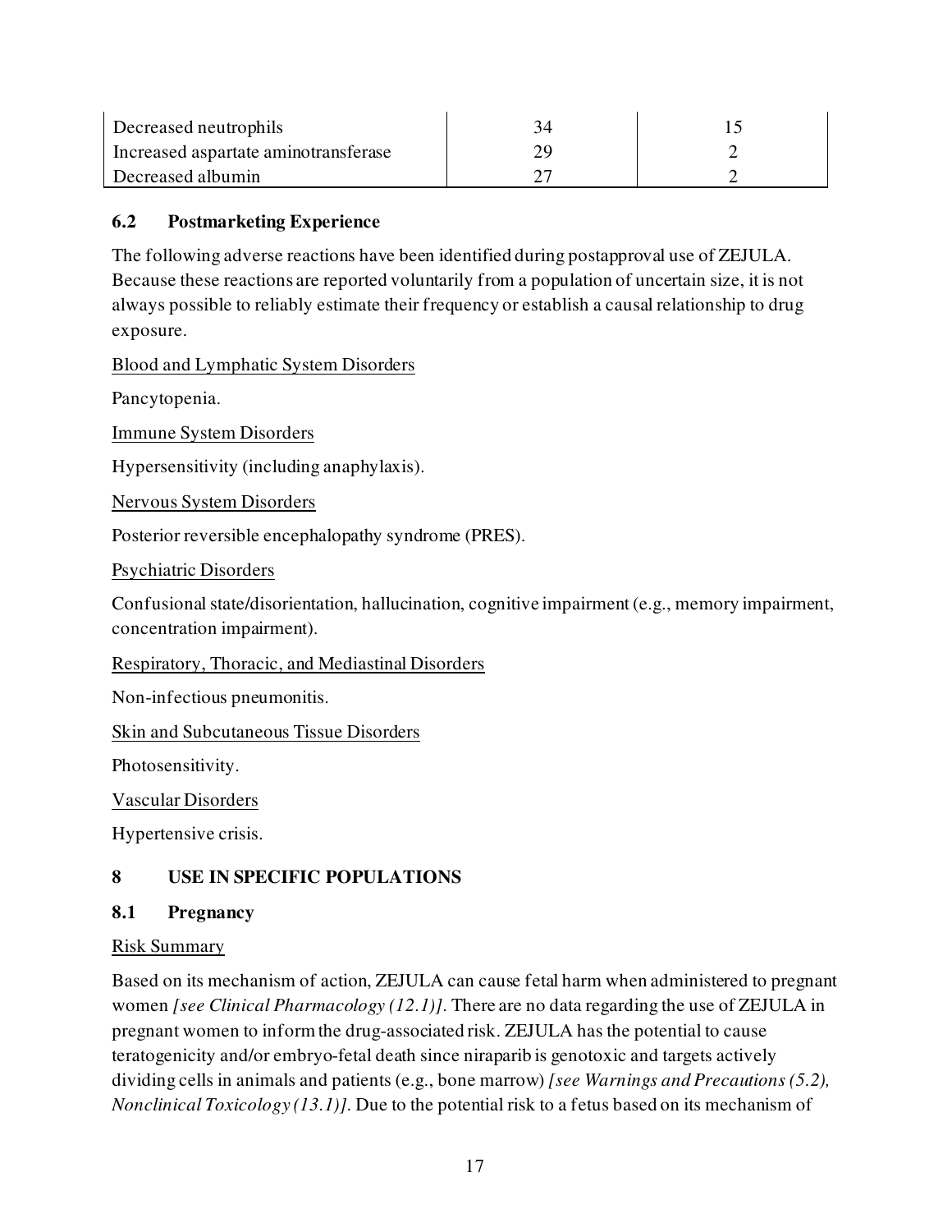| | | |
|---|---|---|
| Decreased neutrophils | 34 | 15 |
| Increased aspartate aminotransferase | 29 | 2 |
| Decreased albumin | 27 | 2 |

### 6.2 Postmarketing Experience

The following adverse reactions have been identified during postapproval use of ZEJULA. Because these reactions are reported voluntarily from a population of uncertain size, it is not always possible to reliably estimate their frequency or establish a causal relationship to drug exposure.

Blood and Lymphatic System Disorders

Pancytopenia.

Immune System Disorders

Hypersensitivity (including anaphylaxis).

Nervous System Disorders

Posterior reversible encephalopathy syndrome (PRES).

Psychiatric Disorders

Confusional state/disorientation, hallucination, cognitive impairment (e.g., memory impairment, concentration impairment).

Respiratory, Thoracic, and Mediastinal Disorders

Non-infectious pneumonitis.

Skin and Subcutaneous Tissue Disorders

Photosensitivity.

Vascular Disorders

Hypertensive crisis.

## 8 USE IN SPECIFIC POPULATIONS

### 8.1 Pregnancy

Risk Summary

Based on its mechanism of action, ZEJULA can cause fetal harm when administered to pregnant women *[see Clinical Pharmacology (12.1)]*. There are no data regarding the use of ZEJULA in pregnant women to inform the drug-associated risk. ZEJULA has the potential to cause teratogenicity and/or embryo-fetal death since niraparib is genotoxic and targets actively dividing cells in animals and patients (e.g., bone marrow) *[see Warnings and Precautions (5.2), Nonclinical Toxicology (13.1)]*. Due to the potential risk to a fetus based on its mechanism of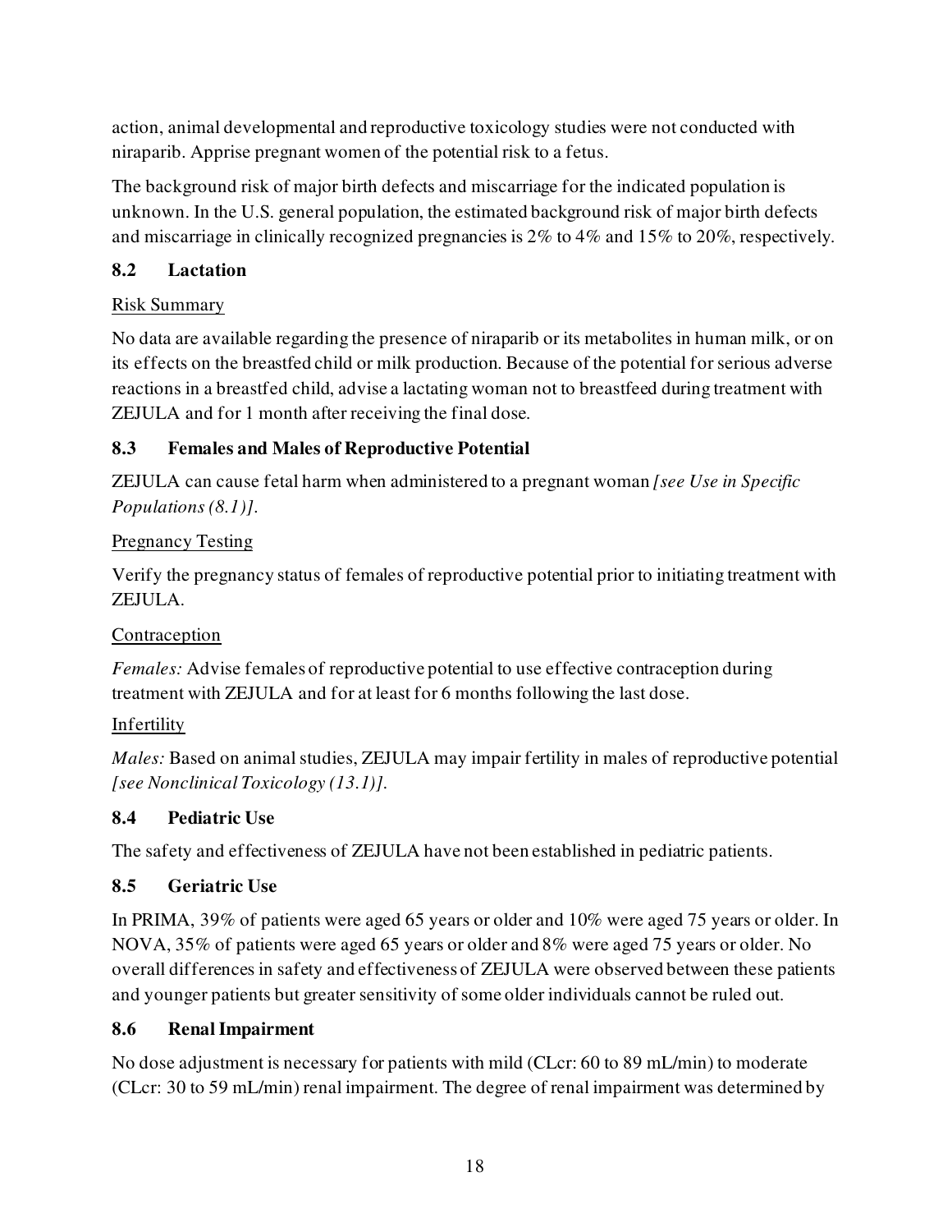action, animal developmental and reproductive toxicology studies were not conducted with niraparib. Apprise pregnant women of the potential risk to a fetus.

The background risk of major birth defects and miscarriage for the indicated population is unknown. In the U.S. general population, the estimated background risk of major birth defects and miscarriage in clinically recognized pregnancies is 2% to 4% and 15% to 20%, respectively.

### 8.2 Lactation

Risk Summary

No data are available regarding the presence of niraparib or its metabolites in human milk, or on its effects on the breastfed child or milk production. Because of the potential for serious adverse reactions in a breastfed child, advise a lactating woman not to breastfeed during treatment with ZEJULA and for 1 month after receiving the final dose.

### 8.3 Females and Males of Reproductive Potential

ZEJULA can cause fetal harm when administered to a pregnant woman *[see Use in Specific Populations (8.1)]*.

Pregnancy Testing

Verify the pregnancy status of females of reproductive potential prior to initiating treatment with ZEJULA.

Contraception

*Females:* Advise females of reproductive potential to use effective contraception during treatment with ZEJULA and for at least for 6 months following the last dose.

Infertility

*Males:* Based on animal studies, ZEJULA may impair fertility in males of reproductive potential *[see Nonclinical Toxicology (13.1)]*.

### 8.4 Pediatric Use

The safety and effectiveness of ZEJULA have not been established in pediatric patients.

### 8.5 Geriatric Use

In PRIMA, 39% of patients were aged 65 years or older and 10% were aged 75 years or older. In NOVA, 35% of patients were aged 65 years or older and 8% were aged 75 years or older. No overall differences in safety and effectiveness of ZEJULA were observed between these patients and younger patients but greater sensitivity of some older individuals cannot be ruled out.

### 8.6 Renal Impairment

No dose adjustment is necessary for patients with mild (CLcr: 60 to 89 mL/min) to moderate (CLcr: 30 to 59 mL/min) renal impairment. The degree of renal impairment was determined by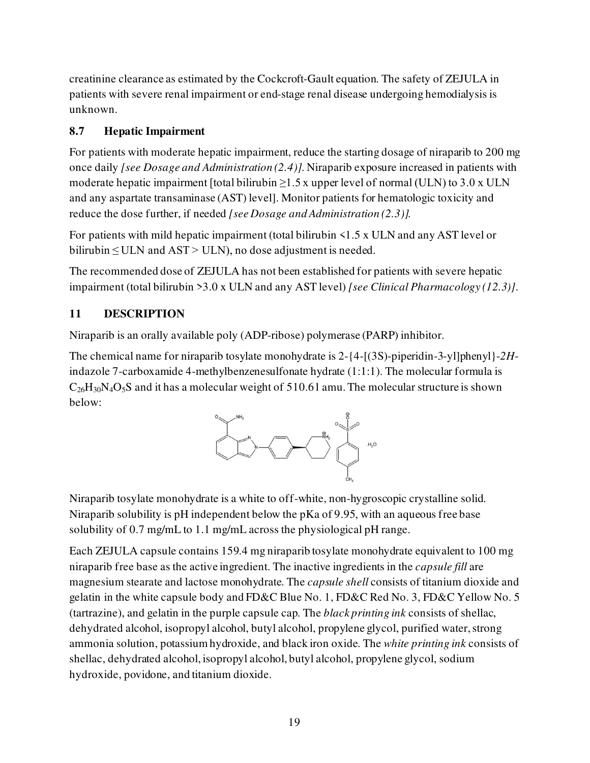creatinine clearance as estimated by the Cockcroft-Gault equation. The safety of ZEJULA in patients with severe renal impairment or end-stage renal disease undergoing hemodialysis is unknown.

### 8.7 Hepatic Impairment

For patients with moderate hepatic impairment, reduce the starting dosage of niraparib to 200 mg once daily *[see Dosage and Administration (2.4)]*. Niraparib exposure increased in patients with moderate hepatic impairment [total bilirubin ≥1.5 x upper level of normal (ULN) to 3.0 x ULN and any aspartate transaminase (AST) level]. Monitor patients for hematologic toxicity and reduce the dose further, if needed *[see Dosage and Administration (2.3)]*.

For patients with mild hepatic impairment (total bilirubin <1.5 x ULN and any AST level or bilirubin ≤ ULN and AST > ULN), no dose adjustment is needed.

The recommended dose of ZEJULA has not been established for patients with severe hepatic impairment (total bilirubin >3.0 x ULN and any AST level) *[see Clinical Pharmacology (12.3)]*.

## 11 DESCRIPTION

Niraparib is an orally available poly (ADP-ribose) polymerase (PARP) inhibitor.

The chemical name for niraparib tosylate monohydrate is 2-{4-[(3S)-piperidin-3-yl]phenyl}-*2H*-indazole 7-carboxamide 4-methylbenzenesulfonate hydrate (1:1:1). The molecular formula is $C_{26}H_{30}N_4O_5S$ and it has a molecular weight of 510.61 amu. The molecular structure is shown below:

Niraparib tosylate monohydrate is a white to off-white, non-hygroscopic crystalline solid. Niraparib solubility is pH independent below the pKa of 9.95, with an aqueous free base solubility of 0.7 mg/mL to 1.1 mg/mL across the physiological pH range.

Each ZEJULA capsule contains 159.4 mg niraparib tosylate monohydrate equivalent to 100 mg niraparib free base as the active ingredient. The inactive ingredients in the *capsule fill* are magnesium stearate and lactose monohydrate. The *capsule shell* consists of titanium dioxide and gelatin in the white capsule body and FD&C Blue No. 1, FD&C Red No. 3, FD&C Yellow No. 5 (tartrazine), and gelatin in the purple capsule cap. The *black printing ink* consists of shellac, dehydrated alcohol, isopropyl alcohol, butyl alcohol, propylene glycol, purified water, strong ammonia solution, potassium hydroxide, and black iron oxide. The *white printing ink* consists of shellac, dehydrated alcohol, isopropyl alcohol, butyl alcohol, propylene glycol, sodium hydroxide, povidone, and titanium dioxide.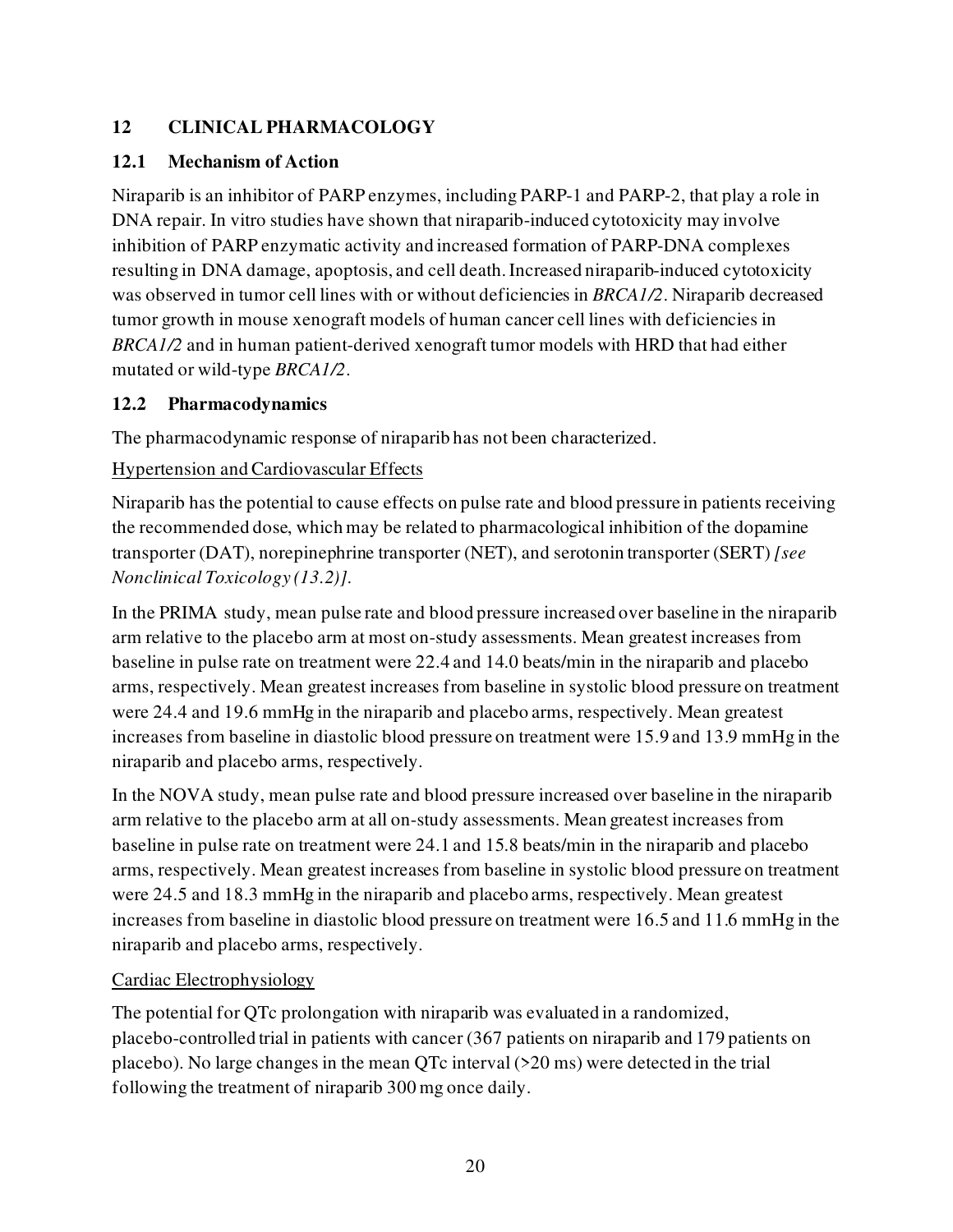## 12 CLINICAL PHARMACOLOGY

### 12.1 Mechanism of Action

Niraparib is an inhibitor of PARP enzymes, including PARP-1 and PARP-2, that play a role in DNA repair. In vitro studies have shown that niraparib-induced cytotoxicity may involve inhibition of PARP enzymatic activity and increased formation of PARP-DNA complexes resulting in DNA damage, apoptosis, and cell death. Increased niraparib-induced cytotoxicity was observed in tumor cell lines with or without deficiencies in *BRCA1/2*. Niraparib decreased tumor growth in mouse xenograft models of human cancer cell lines with deficiencies in *BRCA1/2* and in human patient-derived xenograft tumor models with HRD that had either mutated or wild-type *BRCA1/2*.

### 12.2 Pharmacodynamics

The pharmacodynamic response of niraparib has not been characterized.

<u>Hypertension and Cardiovascular Effects</u>

Niraparib has the potential to cause effects on pulse rate and blood pressure in patients receiving the recommended dose, which may be related to pharmacological inhibition of the dopamine transporter (DAT), norepinephrine transporter (NET), and serotonin transporter (SERT) *[see Nonclinical Toxicology (13.2)]*.

In the PRIMA study, mean pulse rate and blood pressure increased over baseline in the niraparib arm relative to the placebo arm at most on-study assessments. Mean greatest increases from baseline in pulse rate on treatment were 22.4 and 14.0 beats/min in the niraparib and placebo arms, respectively. Mean greatest increases from baseline in systolic blood pressure on treatment were 24.4 and 19.6 mmHg in the niraparib and placebo arms, respectively. Mean greatest increases from baseline in diastolic blood pressure on treatment were 15.9 and 13.9 mmHg in the niraparib and placebo arms, respectively.

In the NOVA study, mean pulse rate and blood pressure increased over baseline in the niraparib arm relative to the placebo arm at all on-study assessments. Mean greatest increases from baseline in pulse rate on treatment were 24.1 and 15.8 beats/min in the niraparib and placebo arms, respectively. Mean greatest increases from baseline in systolic blood pressure on treatment were 24.5 and 18.3 mmHg in the niraparib and placebo arms, respectively. Mean greatest increases from baseline in diastolic blood pressure on treatment were 16.5 and 11.6 mmHg in the niraparib and placebo arms, respectively.

<u>Cardiac Electrophysiology</u>

The potential for QTc prolongation with niraparib was evaluated in a randomized, placebo-controlled trial in patients with cancer (367 patients on niraparib and 179 patients on placebo). No large changes in the mean QTc interval (>20 ms) were detected in the trial following the treatment of niraparib 300 mg once daily.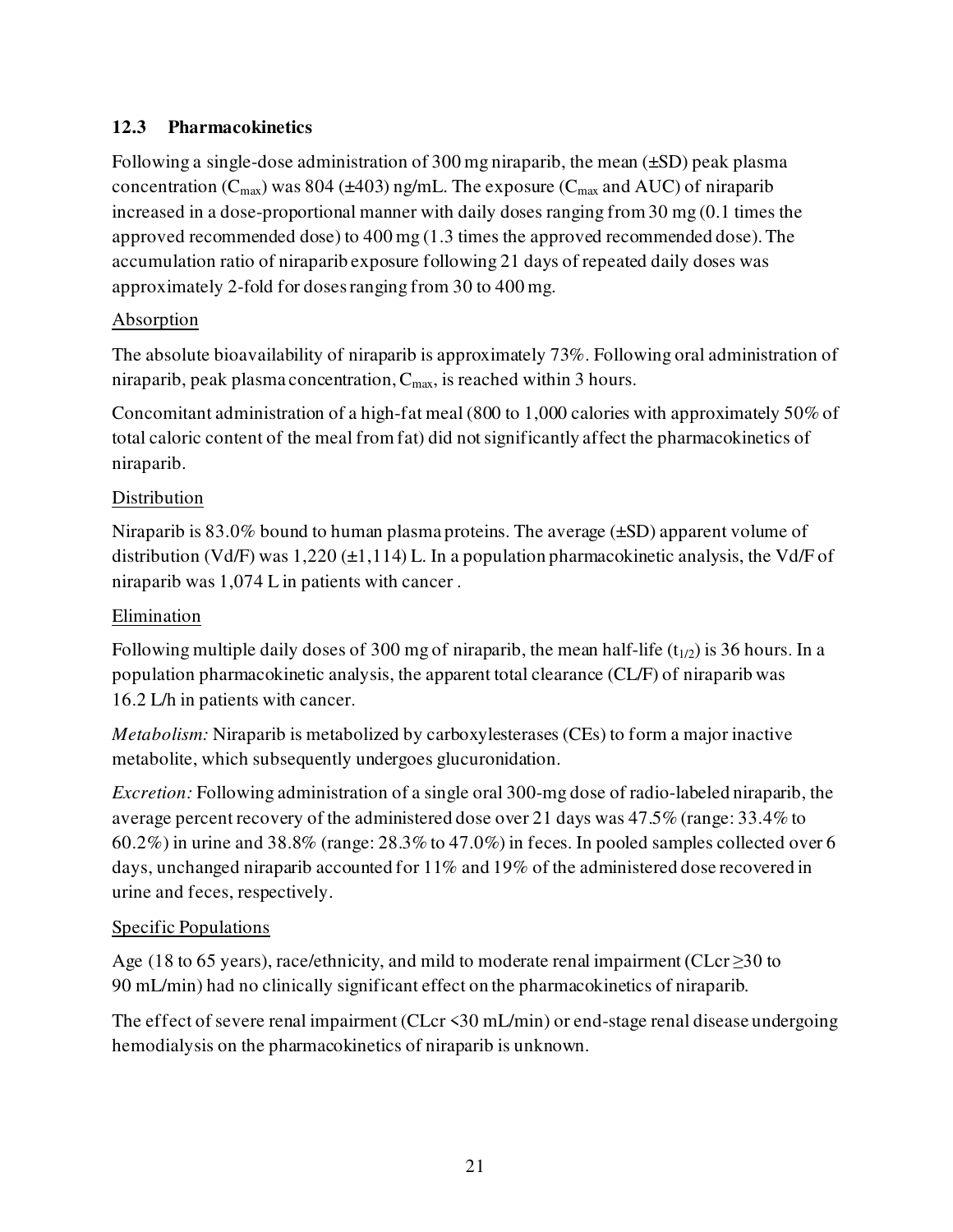## 12.3 Pharmacokinetics

Following a single-dose administration of 300 mg niraparib, the mean (±SD) peak plasma concentration ($C_{max}$) was 804 (±403) ng/mL. The exposure ($C_{max}$ and AUC) of niraparib increased in a dose-proportional manner with daily doses ranging from 30 mg (0.1 times the approved recommended dose) to 400 mg (1.3 times the approved recommended dose). The accumulation ratio of niraparib exposure following 21 days of repeated daily doses was approximately 2-fold for doses ranging from 30 to 400 mg.

<u>Absorption</u>

The absolute bioavailability of niraparib is approximately 73%. Following oral administration of niraparib, peak plasma concentration, $C_{max}$, is reached within 3 hours.

Concomitant administration of a high-fat meal (800 to 1,000 calories with approximately 50% of total caloric content of the meal from fat) did not significantly affect the pharmacokinetics of niraparib.

<u>Distribution</u>

Niraparib is 83.0% bound to human plasma proteins. The average (±SD) apparent volume of distribution (Vd/F) was 1,220 (±1,114) L. In a population pharmacokinetic analysis, the Vd/F of niraparib was 1,074 L in patients with cancer .

<u>Elimination</u>

Following multiple daily doses of 300 mg of niraparib, the mean half-life ($t_{1/2}$) is 36 hours. In a population pharmacokinetic analysis, the apparent total clearance (CL/F) of niraparib was 16.2 L/h in patients with cancer.

*Metabolism:* Niraparib is metabolized by carboxylesterases (CEs) to form a major inactive metabolite, which subsequently undergoes glucuronidation.

*Excretion:* Following administration of a single oral 300-mg dose of radio-labeled niraparib, the average percent recovery of the administered dose over 21 days was 47.5% (range: 33.4% to 60.2%) in urine and 38.8% (range: 28.3% to 47.0%) in feces. In pooled samples collected over 6 days, unchanged niraparib accounted for 11% and 19% of the administered dose recovered in urine and feces, respectively.

<u>Specific Populations</u>

Age (18 to 65 years), race/ethnicity, and mild to moderate renal impairment (CLcr ≥30 to 90 mL/min) had no clinically significant effect on the pharmacokinetics of niraparib.

The effect of severe renal impairment (CLcr <30 mL/min) or end-stage renal disease undergoing hemodialysis on the pharmacokinetics of niraparib is unknown.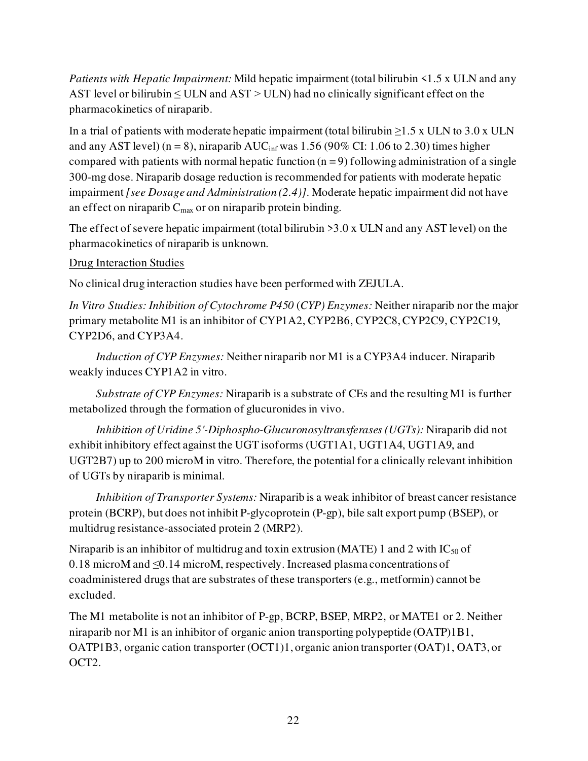*Patients with Hepatic Impairment:* Mild hepatic impairment (total bilirubin <1.5 x ULN and any AST level or bilirubin ≤ ULN and AST > ULN) had no clinically significant effect on the pharmacokinetics of niraparib.

In a trial of patients with moderate hepatic impairment (total bilirubin ≥1.5 x ULN to 3.0 x ULN and any AST level) (n = 8), niraparib $AUC_{inf}$ was 1.56 (90% CI: 1.06 to 2.30) times higher compared with patients with normal hepatic function (n = 9) following administration of a single 300-mg dose. Niraparib dosage reduction is recommended for patients with moderate hepatic impairment *[see Dosage and Administration (2.4)]*. Moderate hepatic impairment did not have an effect on niraparib $C_{max}$ or on niraparib protein binding.

The effect of severe hepatic impairment (total bilirubin >3.0 x ULN and any AST level) on the pharmacokinetics of niraparib is unknown.

<u>Drug Interaction Studies</u>

No clinical drug interaction studies have been performed with ZEJULA.

*In Vitro Studies: Inhibition of Cytochrome P450 (CYP) Enzymes:* Neither niraparib nor the major primary metabolite M1 is an inhibitor of CYP1A2, CYP2B6, CYP2C8, CYP2C9, CYP2C19, CYP2D6, and CYP3A4.

*Induction of CYP Enzymes:* Neither niraparib nor M1 is a CYP3A4 inducer. Niraparib weakly induces CYP1A2 in vitro.

*Substrate of CYP Enzymes:* Niraparib is a substrate of CEs and the resulting M1 is further metabolized through the formation of glucuronides in vivo.

*Inhibition of Uridine 5'-Diphospho-Glucuronosyltransferases (UGTs):* Niraparib did not exhibit inhibitory effect against the UGT isoforms (UGT1A1, UGT1A4, UGT1A9, and UGT2B7) up to 200 microM in vitro. Therefore, the potential for a clinically relevant inhibition of UGTs by niraparib is minimal.

*Inhibition of Transporter Systems:* Niraparib is a weak inhibitor of breast cancer resistance protein (BCRP), but does not inhibit P-glycoprotein (P-gp), bile salt export pump (BSEP), or multidrug resistance-associated protein 2 (MRP2).

Niraparib is an inhibitor of multidrug and toxin extrusion (MATE) 1 and 2 with $IC_{50}$ of 0.18 microM and ≤0.14 microM, respectively. Increased plasma concentrations of coadministered drugs that are substrates of these transporters (e.g., metformin) cannot be excluded.

The M1 metabolite is not an inhibitor of P-gp, BCRP, BSEP, MRP2, or MATE1 or 2. Neither niraparib nor M1 is an inhibitor of organic anion transporting polypeptide (OATP)1B1, OATP1B3, organic cation transporter (OCT1)1, organic anion transporter (OAT)1, OAT3, or OCT2.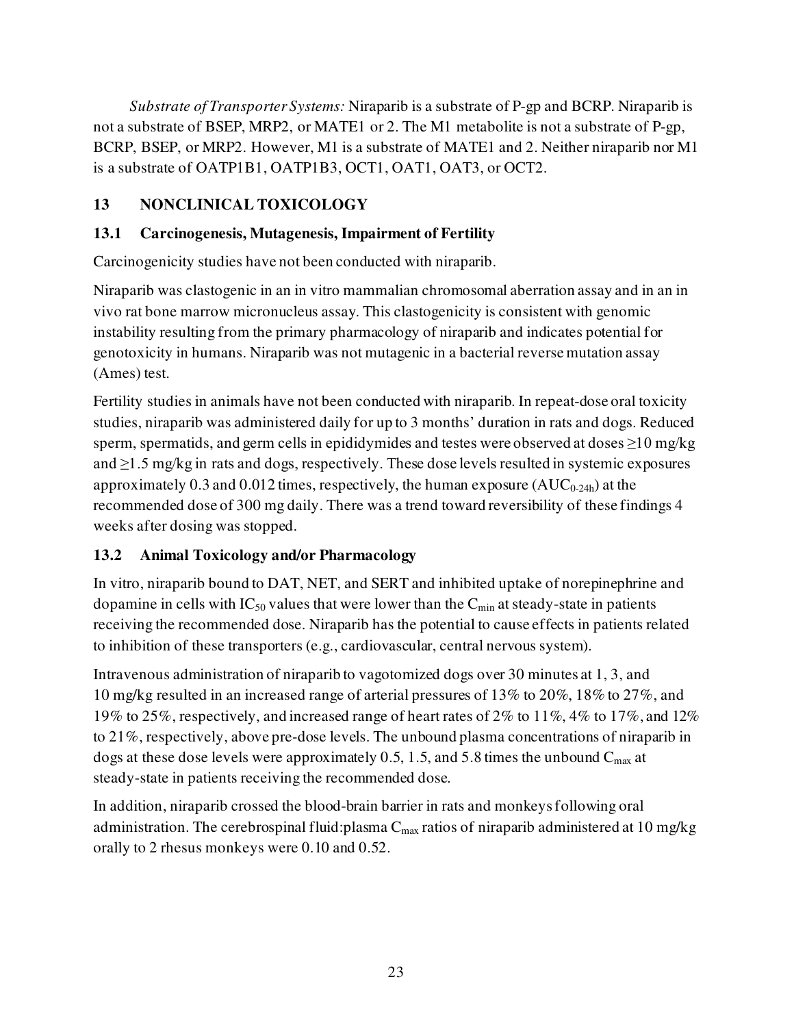*Substrate of Transporter Systems:* Niraparib is a substrate of P-gp and BCRP. Niraparib is not a substrate of BSEP, MRP2, or MATE1 or 2. The M1 metabolite is not a substrate of P-gp, BCRP, BSEP, or MRP2. However, M1 is a substrate of MATE1 and 2. Neither niraparib nor M1 is a substrate of OATP1B1, OATP1B3, OCT1, OAT1, OAT3, or OCT2.

## 13 NONCLINICAL TOXICOLOGY

### 13.1 Carcinogenesis, Mutagenesis, Impairment of Fertility

Carcinogenicity studies have not been conducted with niraparib.

Niraparib was clastogenic in an in vitro mammalian chromosomal aberration assay and in an in vivo rat bone marrow micronucleus assay. This clastogenicity is consistent with genomic instability resulting from the primary pharmacology of niraparib and indicates potential for genotoxicity in humans. Niraparib was not mutagenic in a bacterial reverse mutation assay (Ames) test.

Fertility studies in animals have not been conducted with niraparib. In repeat-dose oral toxicity studies, niraparib was administered daily for up to 3 months' duration in rats and dogs. Reduced sperm, spermatids, and germ cells in epididymides and testes were observed at doses ≥10 mg/kg and ≥1.5 mg/kg in rats and dogs, respectively. These dose levels resulted in systemic exposures approximately 0.3 and 0.012 times, respectively, the human exposure ($AUC_{0\text{-}24h}$) at the recommended dose of 300 mg daily. There was a trend toward reversibility of these findings 4 weeks after dosing was stopped.

### 13.2 Animal Toxicology and/or Pharmacology

In vitro, niraparib bound to DAT, NET, and SERT and inhibited uptake of norepinephrine and dopamine in cells with $IC_{50}$ values that were lower than the $C_{min}$ at steady-state in patients receiving the recommended dose. Niraparib has the potential to cause effects in patients related to inhibition of these transporters (e.g., cardiovascular, central nervous system).

Intravenous administration of niraparib to vagotomized dogs over 30 minutes at 1, 3, and 10 mg/kg resulted in an increased range of arterial pressures of 13% to 20%, 18% to 27%, and 19% to 25%, respectively, and increased range of heart rates of 2% to 11%, 4% to 17%, and 12% to 21%, respectively, above pre-dose levels. The unbound plasma concentrations of niraparib in dogs at these dose levels were approximately 0.5, 1.5, and 5.8 times the unbound $C_{max}$ at steady-state in patients receiving the recommended dose.

In addition, niraparib crossed the blood-brain barrier in rats and monkeys following oral administration. The cerebrospinal fluid:plasma $C_{max}$ ratios of niraparib administered at 10 mg/kg orally to 2 rhesus monkeys were 0.10 and 0.52.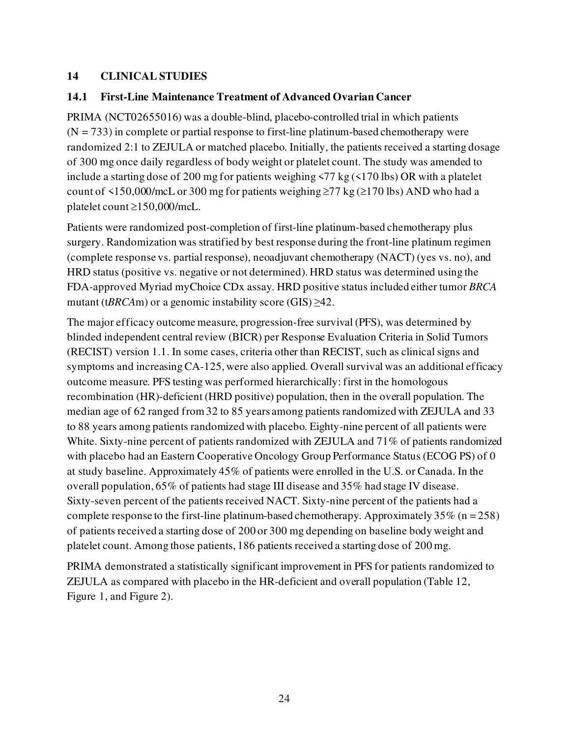## 14 CLINICAL STUDIES

### 14.1 First-Line Maintenance Treatment of Advanced Ovarian Cancer

PRIMA (NCT02655016) was a double-blind, placebo-controlled trial in which patients (N = 733) in complete or partial response to first-line platinum-based chemotherapy were randomized 2:1 to ZEJULA or matched placebo. Initially, the patients received a starting dosage of 300 mg once daily regardless of body weight or platelet count. The study was amended to include a starting dose of 200 mg for patients weighing <77 kg (<170 lbs) OR with a platelet count of <150,000/mcL or 300 mg for patients weighing ≥77 kg (≥170 lbs) AND who had a platelet count ≥150,000/mcL.

Patients were randomized post-completion of first-line platinum-based chemotherapy plus surgery. Randomization was stratified by best response during the front-line platinum regimen (complete response vs. partial response), neoadjuvant chemotherapy (NACT) (yes vs. no), and HRD status (positive vs. negative or not determined). HRD status was determined using the FDA-approved Myriad myChoice CDx assay. HRD positive status included either tumor *BRCA* mutant (t*BRCA*m) or a genomic instability score (GIS) ≥42.

The major efficacy outcome measure, progression-free survival (PFS), was determined by blinded independent central review (BICR) per Response Evaluation Criteria in Solid Tumors (RECIST) version 1.1. In some cases, criteria other than RECIST, such as clinical signs and symptoms and increasing CA-125, were also applied. Overall survival was an additional efficacy outcome measure. PFS testing was performed hierarchically: first in the homologous recombination (HR)-deficient (HRD positive) population, then in the overall population. The median age of 62 ranged from 32 to 85 years among patients randomized with ZEJULA and 33 to 88 years among patients randomized with placebo. Eighty-nine percent of all patients were White. Sixty-nine percent of patients randomized with ZEJULA and 71% of patients randomized with placebo had an Eastern Cooperative Oncology Group Performance Status (ECOG PS) of 0 at study baseline. Approximately 45% of patients were enrolled in the U.S. or Canada. In the overall population, 65% of patients had stage III disease and 35% had stage IV disease. Sixty-seven percent of the patients received NACT. Sixty-nine percent of the patients had a complete response to the first-line platinum-based chemotherapy. Approximately 35% (n = 258) of patients received a starting dose of 200 or 300 mg depending on baseline body weight and platelet count. Among those patients, 186 patients received a starting dose of 200 mg.

PRIMA demonstrated a statistically significant improvement in PFS for patients randomized to ZEJULA as compared with placebo in the HR-deficient and overall population (Table 12, Figure 1, and Figure 2).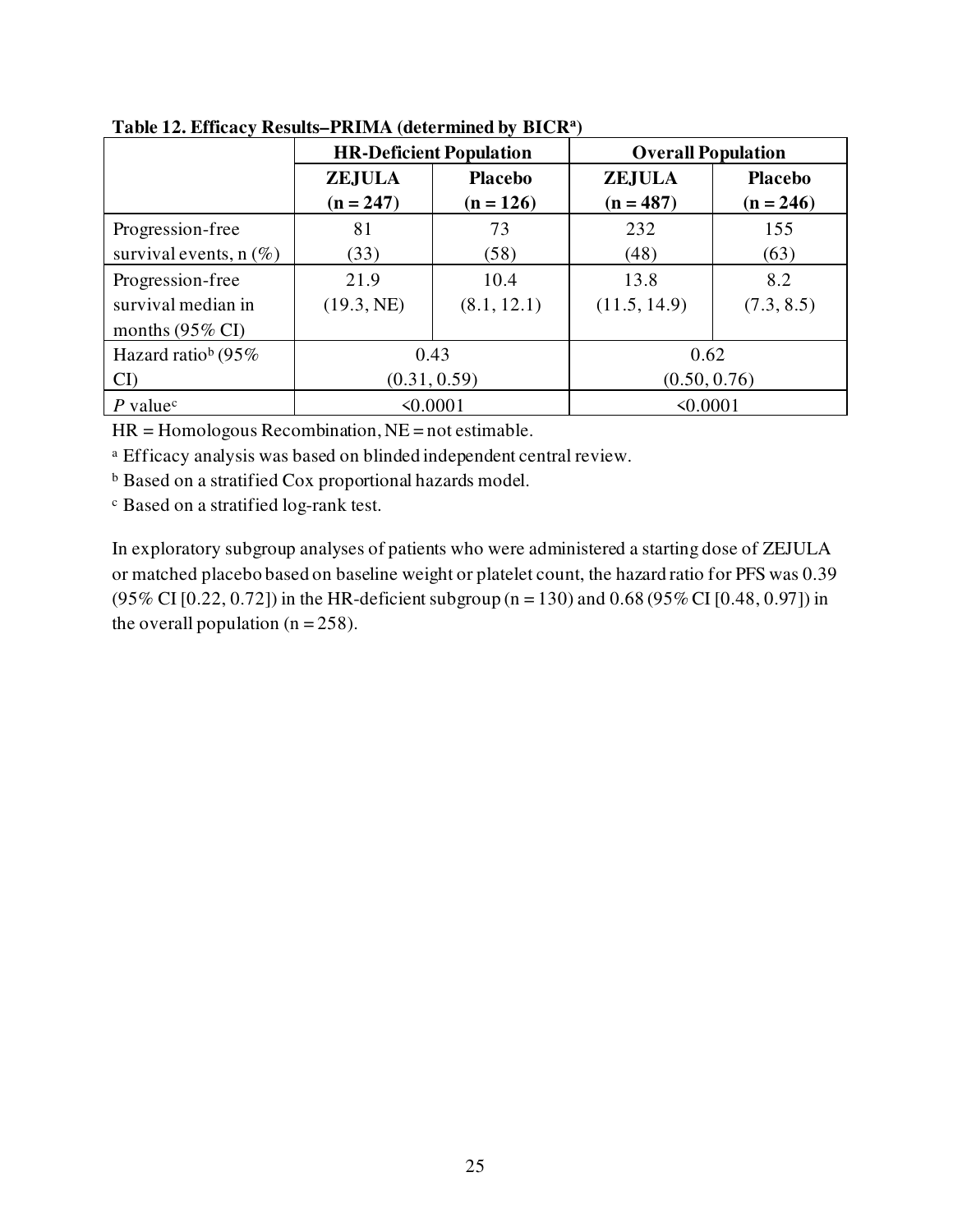**Table 12. Efficacy Results–PRIMA (determined by BICR[a])**

| | HR-Deficient Population | | Overall Population | |
|---|---|---|---|---|
| | **ZEJULA (n = 247)** | **Placebo (n = 126)** | **ZEJULA (n = 487)** | **Placebo (n = 246)** |
| Progression-free survival events, n (%) | 81 (33) | 73 (58) | 232 (48) | 155 (63) |
| Progression-free survival median in months (95% CI) | 21.9 (19.3, NE) | 10.4 (8.1, 12.1) | 13.8 (11.5, 14.9) | 8.2 (7.3, 8.5) |
| Hazard ratio[b] (95% CI) | 0.43 (0.31, 0.59) | | 0.62 (0.50, 0.76) | |
| *P* value[c] | <0.0001 | | <0.0001 | |

HR = Homologous Recombination, NE = not estimable.

[a] Efficacy analysis was based on blinded independent central review.

[b] Based on a stratified Cox proportional hazards model.

[c] Based on a stratified log-rank test.

In exploratory subgroup analyses of patients who were administered a starting dose of ZEJULA or matched placebo based on baseline weight or platelet count, the hazard ratio for PFS was 0.39 (95% CI [0.22, 0.72]) in the HR-deficient subgroup (n = 130) and 0.68 (95% CI [0.48, 0.97]) in the overall population (n = 258).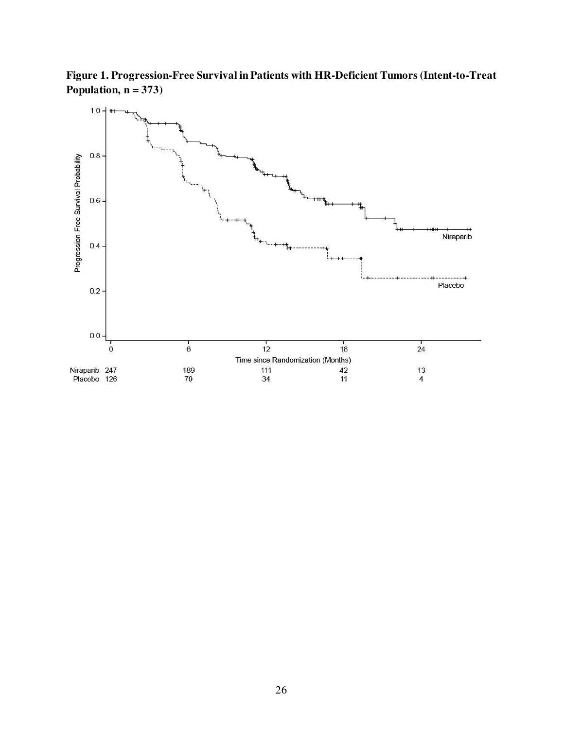**Figure 1. Progression-Free Survival in Patients with HR-Deficient Tumors (Intent-to-Treat Population, n = 373)**

| | 0 | 6 | 12 | 18 | 24 |
|---|---|---|---|---|---|
| Niraparib | 247 | 189 | 111 | 42 | 13 |
| Placebo | 126 | 79 | 34 | 11 | 4 |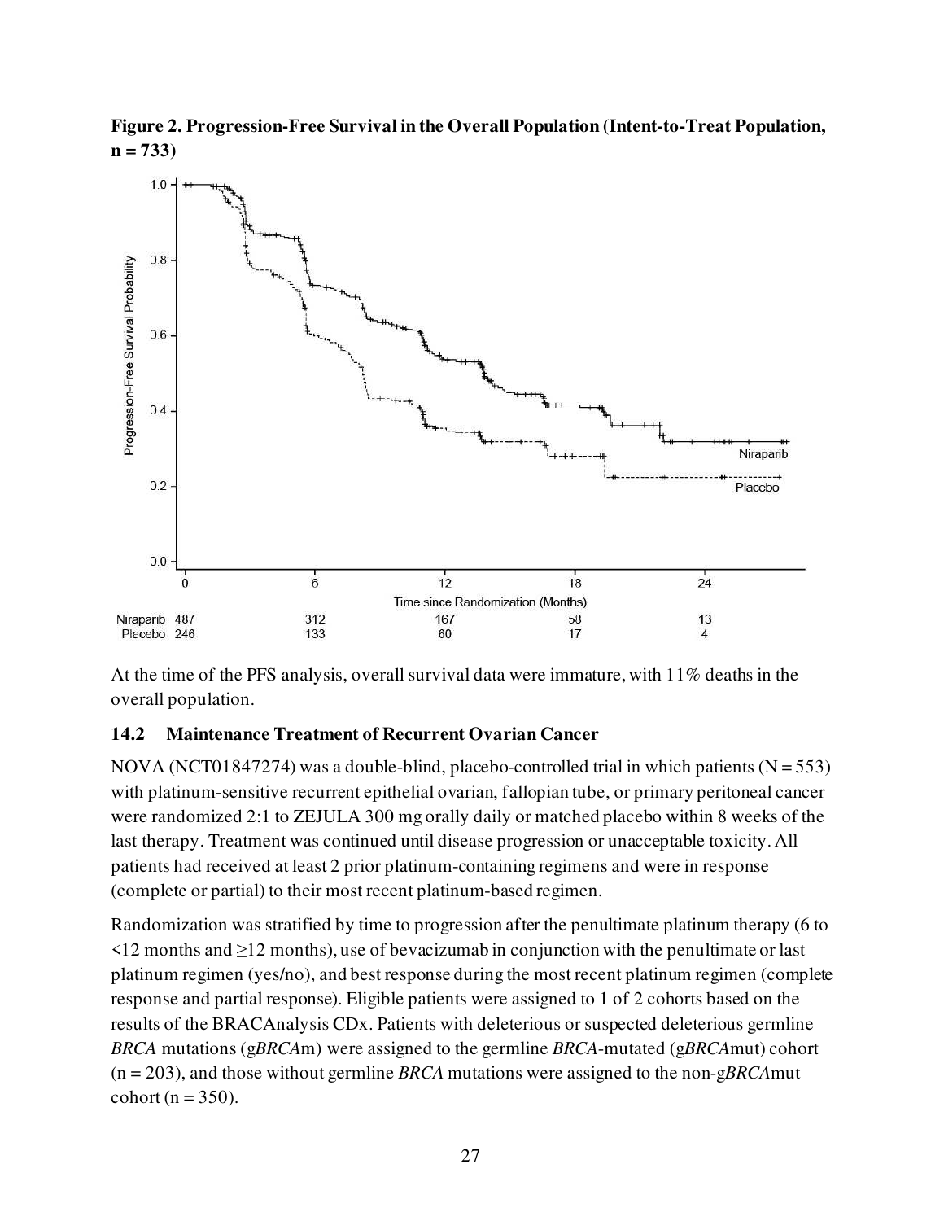**Figure 2. Progression-Free Survival in the Overall Population (Intent-to-Treat Population, n = 733)**

| | 0 | 6 | 12 | 18 | 24 |
|---|---|---|---|---|---|
| Niraparib | 487 | 312 | 167 | 58 | 13 |
| Placebo | 246 | 133 | 60 | 17 | 4 |

At the time of the PFS analysis, overall survival data were immature, with 11% deaths in the overall population.

### 14.2 Maintenance Treatment of Recurrent Ovarian Cancer

NOVA (NCT01847274) was a double-blind, placebo-controlled trial in which patients (N = 553) with platinum-sensitive recurrent epithelial ovarian, fallopian tube, or primary peritoneal cancer were randomized 2:1 to ZEJULA 300 mg orally daily or matched placebo within 8 weeks of the last therapy. Treatment was continued until disease progression or unacceptable toxicity. All patients had received at least 2 prior platinum-containing regimens and were in response (complete or partial) to their most recent platinum-based regimen.

Randomization was stratified by time to progression after the penultimate platinum therapy (6 to <12 months and ≥12 months), use of bevacizumab in conjunction with the penultimate or last platinum regimen (yes/no), and best response during the most recent platinum regimen (complete response and partial response). Eligible patients were assigned to 1 of 2 cohorts based on the results of the BRACAnalysis CDx. Patients with deleterious or suspected deleterious germline *BRCA* mutations (g*BRCA*m) were assigned to the germline *BRCA*-mutated (g*BRCA*mut) cohort (n = 203), and those without germline *BRCA* mutations were assigned to the non-g*BRCA*mut cohort (n = 350).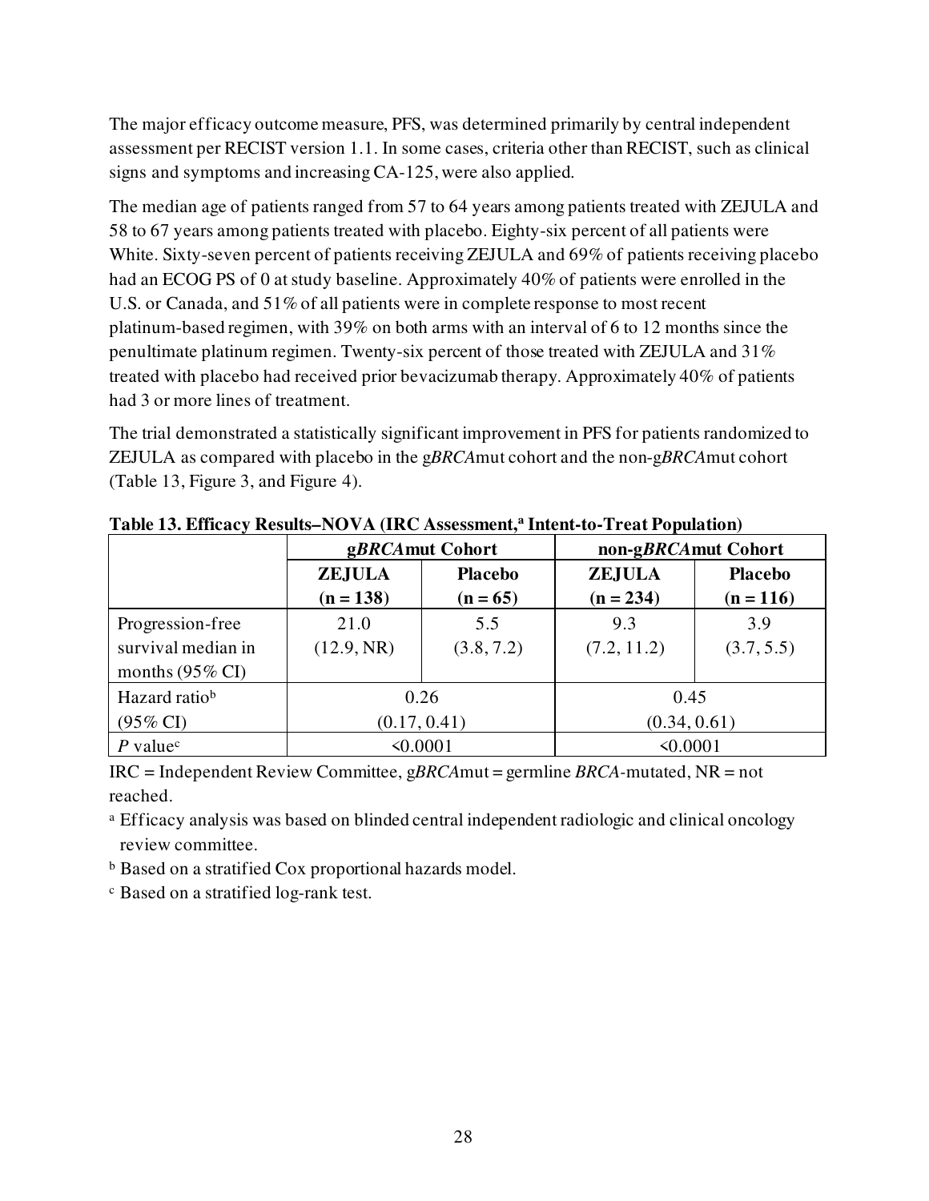The major efficacy outcome measure, PFS, was determined primarily by central independent assessment per RECIST version 1.1. In some cases, criteria other than RECIST, such as clinical signs and symptoms and increasing CA-125, were also applied.

The median age of patients ranged from 57 to 64 years among patients treated with ZEJULA and 58 to 67 years among patients treated with placebo. Eighty-six percent of all patients were White. Sixty-seven percent of patients receiving ZEJULA and 69% of patients receiving placebo had an ECOG PS of 0 at study baseline. Approximately 40% of patients were enrolled in the U.S. or Canada, and 51% of all patients were in complete response to most recent platinum-based regimen, with 39% on both arms with an interval of 6 to 12 months since the penultimate platinum regimen. Twenty-six percent of those treated with ZEJULA and 31% treated with placebo had received prior bevacizumab therapy. Approximately 40% of patients had 3 or more lines of treatment.

The trial demonstrated a statistically significant improvement in PFS for patients randomized to ZEJULA as compared with placebo in the g*BRCA*mut cohort and the non-g*BRCA*mut cohort (Table 13, Figure 3, and Figure 4).

**Table 13. Efficacy Results–NOVA (IRC Assessment,[a] Intent-to-Treat Population)**

| | **g*BRCA*mut Cohort** | | **non-g*BRCA*mut Cohort** | |
|---|---|---|---|---|
| | **ZEJULA (n = 138)** | **Placebo (n = 65)** | **ZEJULA (n = 234)** | **Placebo (n = 116)** |
| Progression-free survival median in months (95% CI) | 21.0 (12.9, NR) | 5.5 (3.8, 7.2) | 9.3 (7.2, 11.2) | 3.9 (3.7, 5.5) |
| Hazard ratio[b] (95% CI) | 0.26 (0.17, 0.41) | | 0.45 (0.34, 0.61) | |
| *P* value[c] | <0.0001 | | <0.0001 | |

IRC = Independent Review Committee, g*BRCA*mut = germline *BRCA*-mutated, NR = not reached.

[a] Efficacy analysis was based on blinded central independent radiologic and clinical oncology review committee.

[b] Based on a stratified Cox proportional hazards model.

[c] Based on a stratified log-rank test.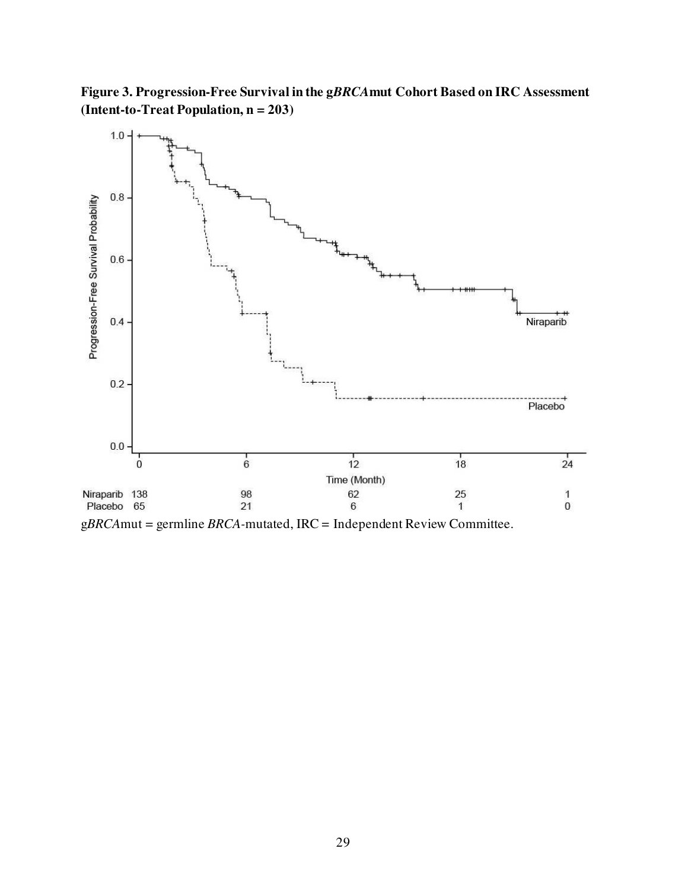**Figure 3. Progression-Free Survival in the g*BRCA*mut Cohort Based on IRC Assessment (Intent-to-Treat Population, n = 203)**

| | 0 | 6 | 12 | 18 | 24 |
|---|---|---|---|---|---|
| Niraparib | 138 | 98 | 62 | 25 | 1 |
| Placebo | 65 | 21 | 6 | 1 | 0 |

g*BRCA*mut = germline *BRCA*-mutated, IRC = Independent Review Committee.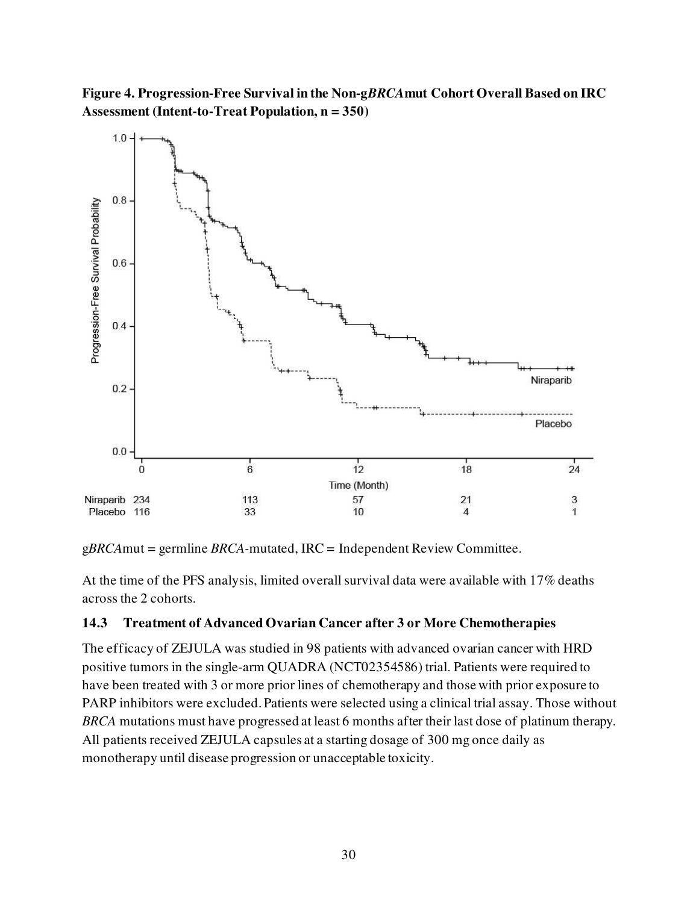**Figure 4. Progression-Free Survival in the Non-g*BRCA*mut Cohort Overall Based on IRC Assessment (Intent-to-Treat Population, n = 350)**

| | 0 | 6 | 12 | 18 | 24 |
|---|---|---|---|---|---|
| Niraparib | 234 | 113 | 57 | 21 | 3 |
| Placebo | 116 | 33 | 10 | 4 | 1 |

g*BRCA*mut = germline *BRCA*-mutated, IRC = Independent Review Committee.

At the time of the PFS analysis, limited overall survival data were available with 17% deaths across the 2 cohorts.

### 14.3 Treatment of Advanced Ovarian Cancer after 3 or More Chemotherapies

The efficacy of ZEJULA was studied in 98 patients with advanced ovarian cancer with HRD positive tumors in the single-arm QUADRA (NCT02354586) trial. Patients were required to have been treated with 3 or more prior lines of chemotherapy and those with prior exposure to PARP inhibitors were excluded. Patients were selected using a clinical trial assay. Those without *BRCA* mutations must have progressed at least 6 months after their last dose of platinum therapy. All patients received ZEJULA capsules at a starting dosage of 300 mg once daily as monotherapy until disease progression or unacceptable toxicity.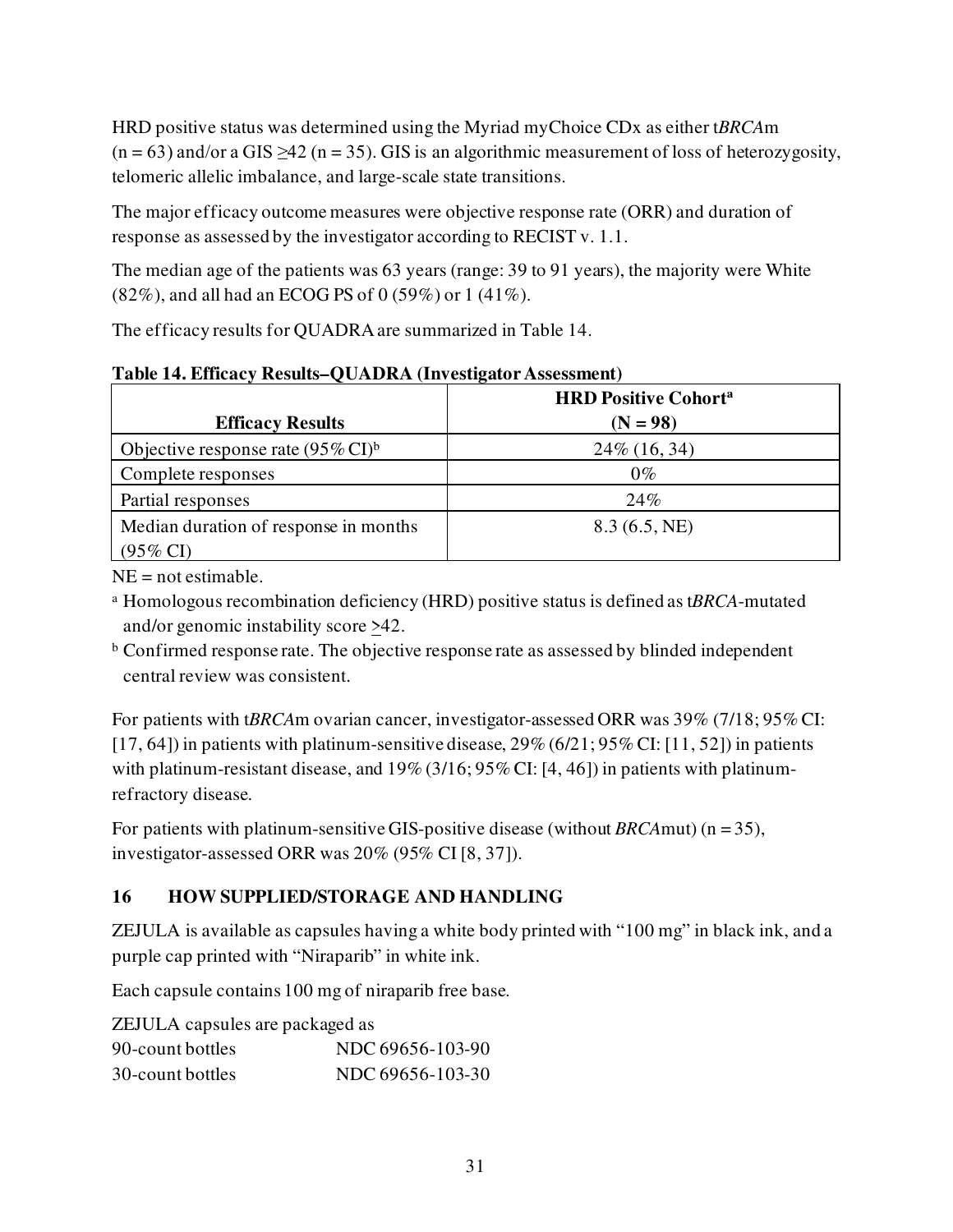HRD positive status was determined using the Myriad myChoice CDx as either t*BRCA*m (n = 63) and/or a GIS ≥42 (n = 35). GIS is an algorithmic measurement of loss of heterozygosity, telomeric allelic imbalance, and large-scale state transitions.

The major efficacy outcome measures were objective response rate (ORR) and duration of response as assessed by the investigator according to RECIST v. 1.1.

The median age of the patients was 63 years (range: 39 to 91 years), the majority were White (82%), and all had an ECOG PS of 0 (59%) or 1 (41%).

The efficacy results for QUADRA are summarized in Table 14.

**Table 14. Efficacy Results–QUADRA (Investigator Assessment)**

| **Efficacy Results** | **HRD Positive Cohort[a] (N = 98)** |
|---|---|
| Objective response rate (95% CI)[b] | 24% (16, 34) |
| Complete responses | 0% |
| Partial responses | 24% |
| Median duration of response in months (95% CI) | 8.3 (6.5, NE) |

NE = not estimable.

[a] Homologous recombination deficiency (HRD) positive status is defined as t*BRCA*-mutated and/or genomic instability score ≥42.

[b] Confirmed response rate. The objective response rate as assessed by blinded independent central review was consistent.

For patients with t*BRCA*m ovarian cancer, investigator-assessed ORR was 39% (7/18; 95% CI: [17, 64]) in patients with platinum-sensitive disease, 29% (6/21; 95% CI: [11, 52]) in patients with platinum-resistant disease, and 19% (3/16; 95% CI: [4, 46]) in patients with platinum-refractory disease.

For patients with platinum-sensitive GIS-positive disease (without *BRCA*mut) (n = 35), investigator-assessed ORR was 20% (95% CI [8, 37]).

## 16 HOW SUPPLIED/STORAGE AND HANDLING

ZEJULA is available as capsules having a white body printed with "100 mg" in black ink, and a purple cap printed with "Niraparib" in white ink.

Each capsule contains 100 mg of niraparib free base.

ZEJULA capsules are packaged as

| | |
|---|---|
| 90-count bottles | NDC 69656-103-90 |
| 30-count bottles | NDC 69656-103-30 |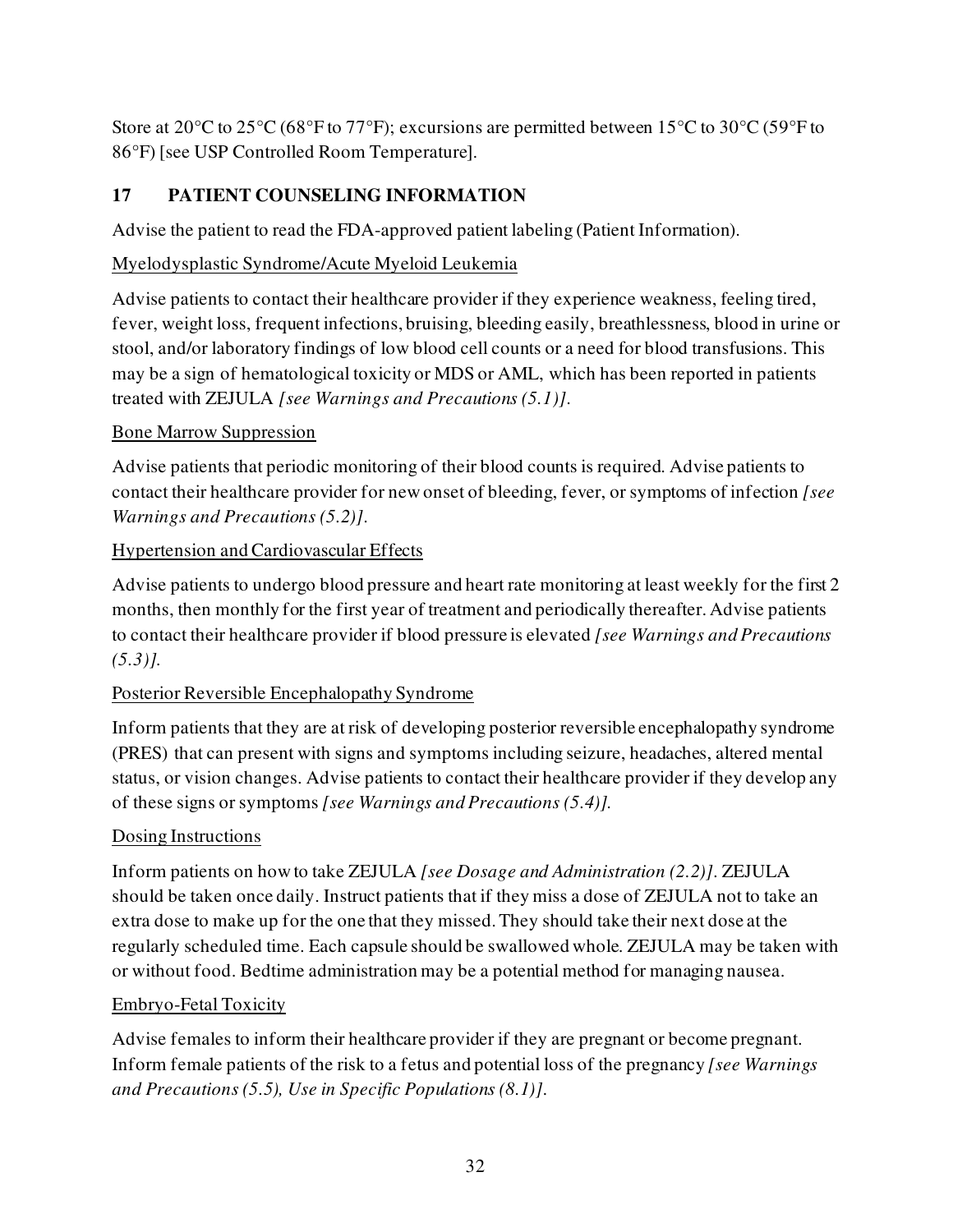Store at 20°C to 25°C (68°F to 77°F); excursions are permitted between 15°C to 30°C (59°F to 86°F) [see USP Controlled Room Temperature].

## 17 PATIENT COUNSELING INFORMATION

Advise the patient to read the FDA-approved patient labeling (Patient Information).

Myelodysplastic Syndrome/Acute Myeloid Leukemia

Advise patients to contact their healthcare provider if they experience weakness, feeling tired, fever, weight loss, frequent infections, bruising, bleeding easily, breathlessness, blood in urine or stool, and/or laboratory findings of low blood cell counts or a need for blood transfusions. This may be a sign of hematological toxicity or MDS or AML, which has been reported in patients treated with ZEJULA *[see Warnings and Precautions (5.1)]*.

Bone Marrow Suppression

Advise patients that periodic monitoring of their blood counts is required. Advise patients to contact their healthcare provider for new onset of bleeding, fever, or symptoms of infection *[see Warnings and Precautions (5.2)]*.

Hypertension and Cardiovascular Effects

Advise patients to undergo blood pressure and heart rate monitoring at least weekly for the first 2 months, then monthly for the first year of treatment and periodically thereafter. Advise patients to contact their healthcare provider if blood pressure is elevated *[see Warnings and Precautions (5.3)]*.

Posterior Reversible Encephalopathy Syndrome

Inform patients that they are at risk of developing posterior reversible encephalopathy syndrome (PRES) that can present with signs and symptoms including seizure, headaches, altered mental status, or vision changes. Advise patients to contact their healthcare provider if they develop any of these signs or symptoms *[see Warnings and Precautions (5.4)]*.

Dosing Instructions

Inform patients on how to take ZEJULA *[see Dosage and Administration (2.2)]*. ZEJULA should be taken once daily. Instruct patients that if they miss a dose of ZEJULA not to take an extra dose to make up for the one that they missed. They should take their next dose at the regularly scheduled time. Each capsule should be swallowed whole. ZEJULA may be taken with or without food. Bedtime administration may be a potential method for managing nausea.

Embryo-Fetal Toxicity

Advise females to inform their healthcare provider if they are pregnant or become pregnant. Inform female patients of the risk to a fetus and potential loss of the pregnancy *[see Warnings and Precautions (5.5), Use in Specific Populations (8.1)]*.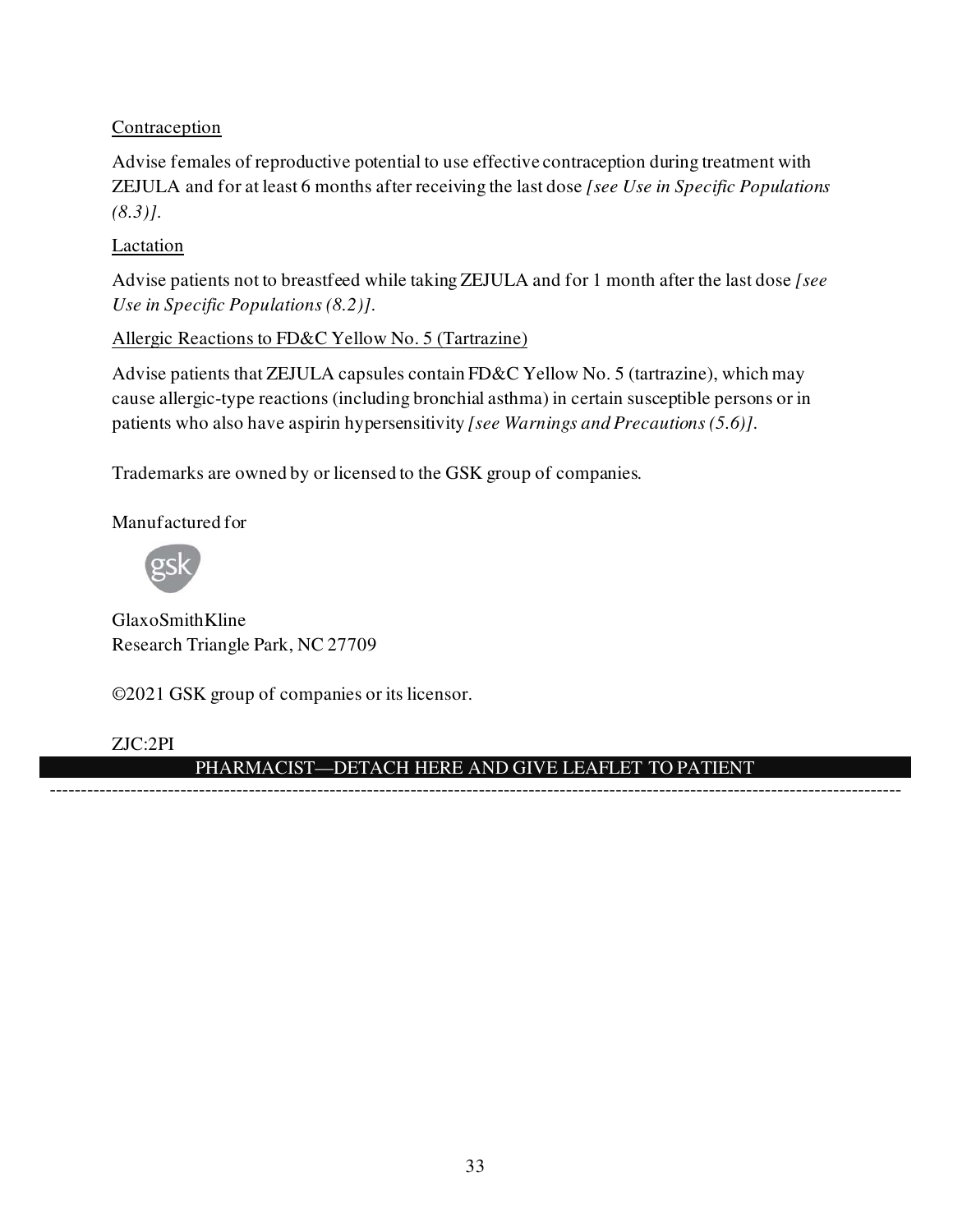<u>Contraception</u>

Advise females of reproductive potential to use effective contraception during treatment with ZEJULA and for at least 6 months after receiving the last dose *[see Use in Specific Populations (8.3)]*.

<u>Lactation</u>

Advise patients not to breastfeed while taking ZEJULA and for 1 month after the last dose *[see Use in Specific Populations (8.2)]*.

<u>Allergic Reactions to FD&C Yellow No. 5 (Tartrazine)</u>

Advise patients that ZEJULA capsules contain FD&C Yellow No. 5 (tartrazine), which may cause allergic-type reactions (including bronchial asthma) in certain susceptible persons or in patients who also have aspirin hypersensitivity *[see Warnings and Precautions (5.6)]*.

Trademarks are owned by or licensed to the GSK group of companies.

Manufactured for

GlaxoSmithKline
Research Triangle Park, NC 27709

©2021 GSK group of companies or its licensor.

ZJC:2PI

PHARMACIST—DETACH HERE AND GIVE LEAFLET TO PATIENT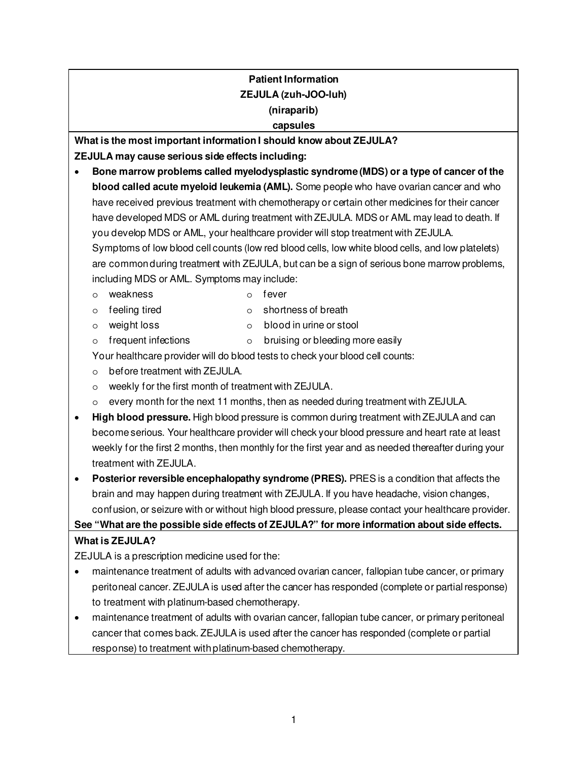# Patient Information
## ZEJULA (zuh-JOO-luh)
## (niraparib)
## capsules

**What is the most important information I should know about ZEJULA?**

**ZEJULA may cause serious side effects including:**

- **Bone marrow problems called myelodysplastic syndrome (MDS) or a type of cancer of the blood called acute myeloid leukemia (AML).** Some people who have ovarian cancer and who have received previous treatment with chemotherapy or certain other medicines for their cancer have developed MDS or AML during treatment with ZEJULA. MDS or AML may lead to death. If you develop MDS or AML, your healthcare provider will stop treatment with ZEJULA.
  Symptoms of low blood cell counts (low red blood cells, low white blood cells, and low platelets) are common during treatment with ZEJULA, but can be a sign of serious bone marrow problems, including MDS or AML. Symptoms may include:
  - weakness
  - feeling tired
  - weight loss
  - frequent infections
  - fever
  - shortness of breath
  - blood in urine or stool
  - bruising or bleeding more easily

  Your healthcare provider will do blood tests to check your blood cell counts:
  - before treatment with ZEJULA.
  - weekly for the first month of treatment with ZEJULA.
  - every month for the next 11 months, then as needed during treatment with ZEJULA.
- **High blood pressure.** High blood pressure is common during treatment with ZEJULA and can become serious. Your healthcare provider will check your blood pressure and heart rate at least weekly for the first 2 months, then monthly for the first year and as needed thereafter during your treatment with ZEJULA.
- **Posterior reversible encephalopathy syndrome (PRES).** PRES is a condition that affects the brain and may happen during treatment with ZEJULA. If you have headache, vision changes, confusion, or seizure with or without high blood pressure, please contact your healthcare provider.

**See "What are the possible side effects of ZEJULA?" for more information about side effects.**

**What is ZEJULA?**

ZEJULA is a prescription medicine used for the:

- maintenance treatment of adults with advanced ovarian cancer, fallopian tube cancer, or primary peritoneal cancer. ZEJULA is used after the cancer has responded (complete or partial response) to treatment with platinum-based chemotherapy.
- maintenance treatment of adults with ovarian cancer, fallopian tube cancer, or primary peritoneal cancer that comes back. ZEJULA is used after the cancer has responded (complete or partial response) to treatment with platinum-based chemotherapy.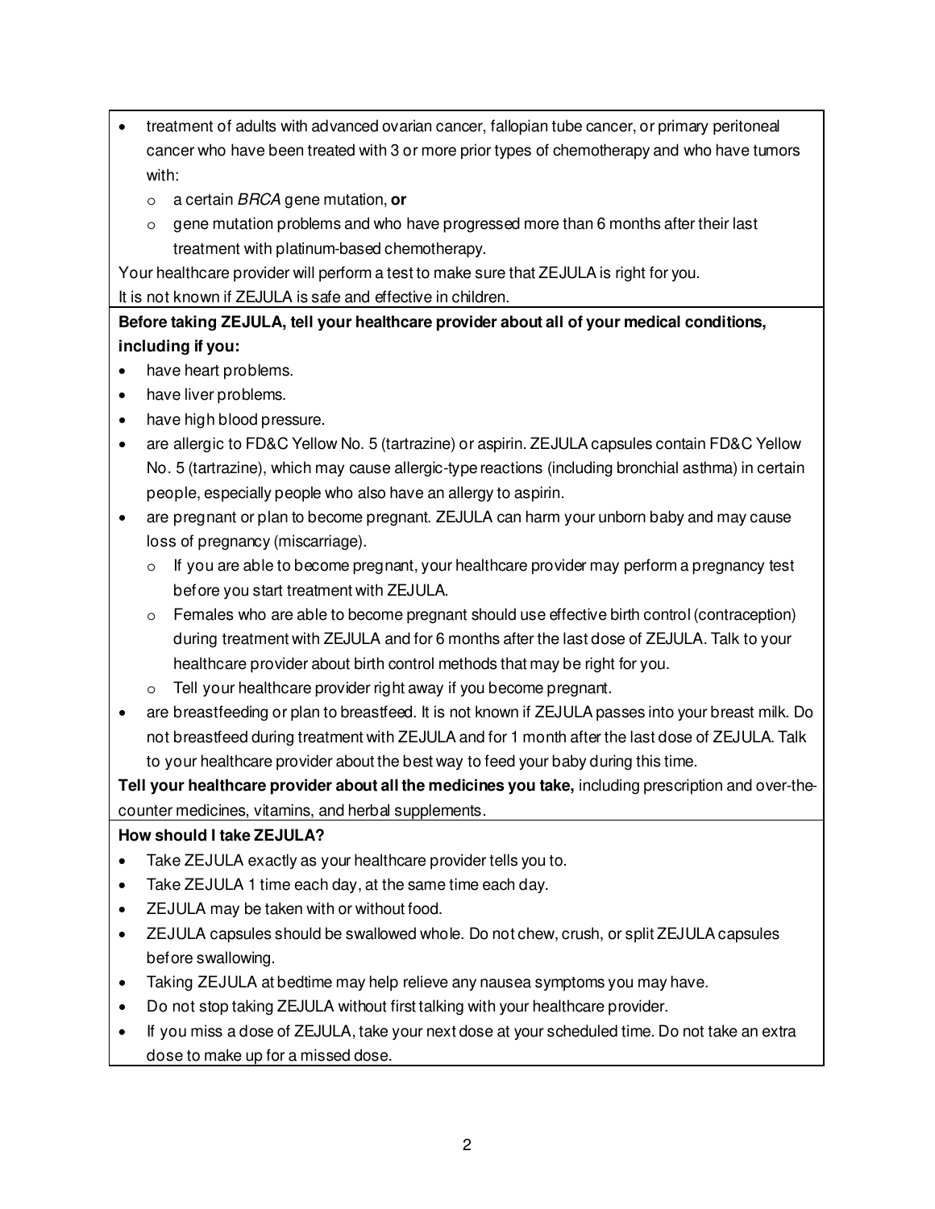- treatment of adults with advanced ovarian cancer, fallopian tube cancer, or primary peritoneal cancer who have been treated with 3 or more prior types of chemotherapy and who have tumors with:
  - a certain *BRCA* gene mutation, **or**
  - gene mutation problems and who have progressed more than 6 months after their last treatment with platinum-based chemotherapy.

Your healthcare provider will perform a test to make sure that ZEJULA is right for you.

It is not known if ZEJULA is safe and effective in children.

**Before taking ZEJULA, tell your healthcare provider about all of your medical conditions, including if you:**

- have heart problems.
- have liver problems.
- have high blood pressure.
- are allergic to FD&C Yellow No. 5 (tartrazine) or aspirin. ZEJULA capsules contain FD&C Yellow No. 5 (tartrazine), which may cause allergic-type reactions (including bronchial asthma) in certain people, especially people who also have an allergy to aspirin.
- are pregnant or plan to become pregnant. ZEJULA can harm your unborn baby and may cause loss of pregnancy (miscarriage).
  - If you are able to become pregnant, your healthcare provider may perform a pregnancy test before you start treatment with ZEJULA.
  - Females who are able to become pregnant should use effective birth control (contraception) during treatment with ZEJULA and for 6 months after the last dose of ZEJULA. Talk to your healthcare provider about birth control methods that may be right for you.
  - Tell your healthcare provider right away if you become pregnant.
- are breastfeeding or plan to breastfeed. It is not known if ZEJULA passes into your breast milk. Do not breastfeed during treatment with ZEJULA and for 1 month after the last dose of ZEJULA. Talk to your healthcare provider about the best way to feed your baby during this time.

**Tell your healthcare provider about all the medicines you take,** including prescription and over-the-counter medicines, vitamins, and herbal supplements.

**How should I take ZEJULA?**

- Take ZEJULA exactly as your healthcare provider tells you to.
- Take ZEJULA 1 time each day, at the same time each day.
- ZEJULA may be taken with or without food.
- ZEJULA capsules should be swallowed whole. Do not chew, crush, or split ZEJULA capsules before swallowing.
- Taking ZEJULA at bedtime may help relieve any nausea symptoms you may have.
- Do not stop taking ZEJULA without first talking with your healthcare provider.
- If you miss a dose of ZEJULA, take your next dose at your scheduled time. Do not take an extra dose to make up for a missed dose.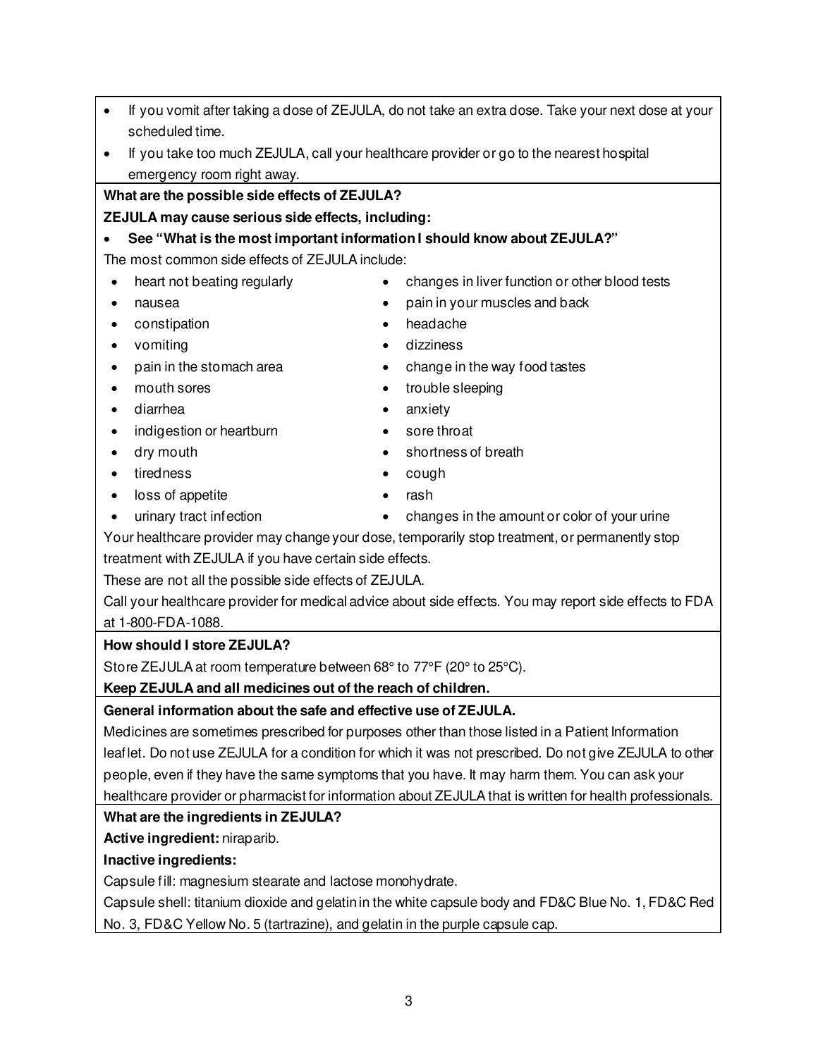- If you vomit after taking a dose of ZEJULA, do not take an extra dose. Take your next dose at your scheduled time.
- If you take too much ZEJULA, call your healthcare provider or go to the nearest hospital emergency room right away.

**What are the possible side effects of ZEJULA?**

**ZEJULA may cause serious side effects, including:**

- **See "What is the most important information I should know about ZEJULA?"**

The most common side effects of ZEJULA include:

- heart not beating regularly
- nausea
- constipation
- vomiting
- pain in the stomach area
- mouth sores
- diarrhea
- indigestion or heartburn
- dry mouth
- tiredness
- loss of appetite
- urinary tract infection
- changes in liver function or other blood tests
- pain in your muscles and back
- headache
- dizziness
- change in the way food tastes
- trouble sleeping
- anxiety
- sore throat
- shortness of breath
- cough
- rash
- changes in the amount or color of your urine

Your healthcare provider may change your dose, temporarily stop treatment, or permanently stop treatment with ZEJULA if you have certain side effects.

These are not all the possible side effects of ZEJULA.

Call your healthcare provider for medical advice about side effects. You may report side effects to FDA at 1-800-FDA-1088.

**How should I store ZEJULA?**

Store ZEJULA at room temperature between 68° to 77°F (20° to 25°C).

**Keep ZEJULA and all medicines out of the reach of children.**

**General information about the safe and effective use of ZEJULA.**

Medicines are sometimes prescribed for purposes other than those listed in a Patient Information leaflet. Do not use ZEJULA for a condition for which it was not prescribed. Do not give ZEJULA to other people, even if they have the same symptoms that you have. It may harm them. You can ask your healthcare provider or pharmacist for information about ZEJULA that is written for health professionals.

**What are the ingredients in ZEJULA?**

**Active ingredient:** niraparib.

**Inactive ingredients:**

Capsule fill: magnesium stearate and lactose monohydrate.

Capsule shell: titanium dioxide and gelatin in the white capsule body and FD&C Blue No. 1, FD&C Red No. 3, FD&C Yellow No. 5 (tartrazine), and gelatin in the purple capsule cap.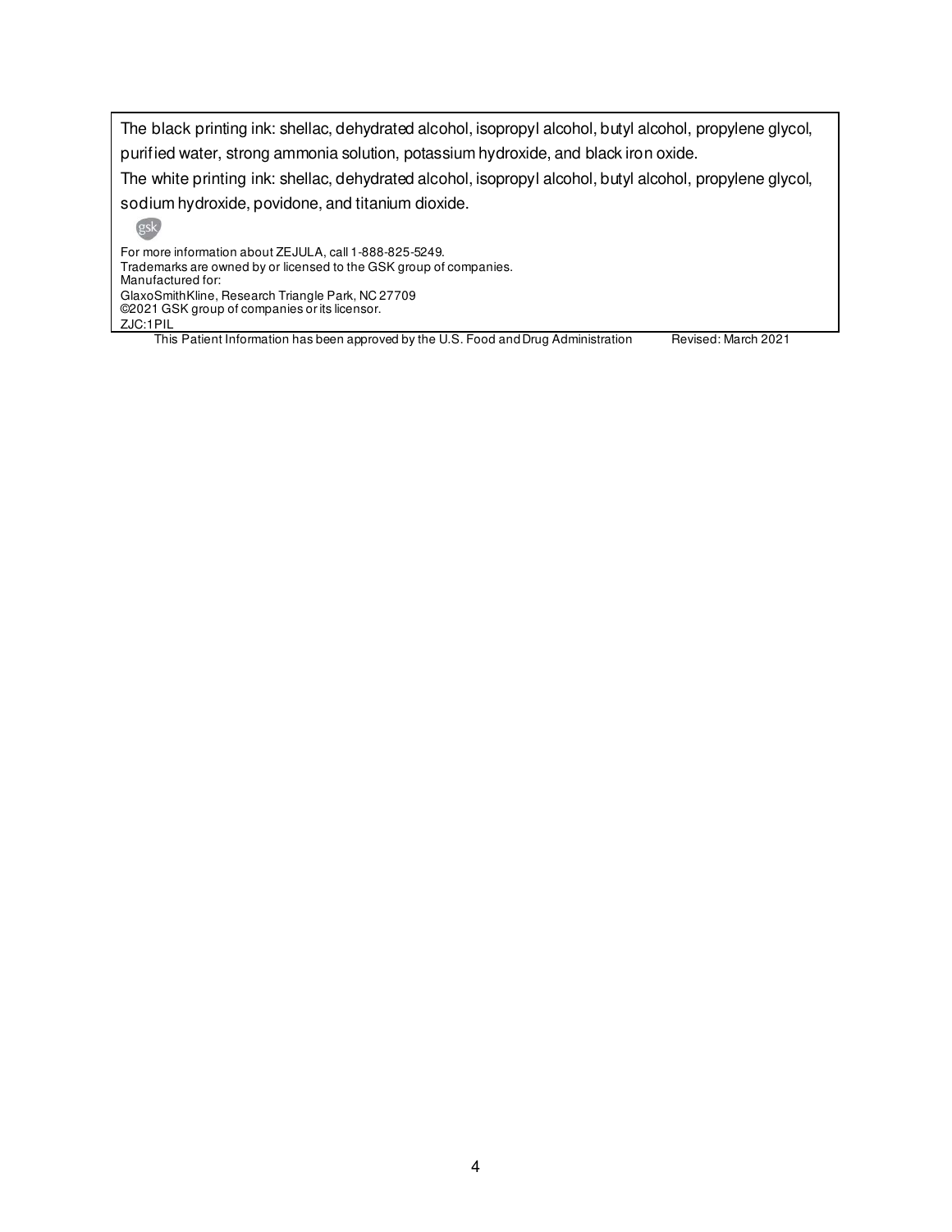The black printing ink: shellac, dehydrated alcohol, isopropyl alcohol, butyl alcohol, propylene glycol, purified water, strong ammonia solution, potassium hydroxide, and black iron oxide.

The white printing ink: shellac, dehydrated alcohol, isopropyl alcohol, butyl alcohol, propylene glycol, sodium hydroxide, povidone, and titanium dioxide.

For more information about ZEJULA, call 1-888-825-5249.
Trademarks are owned by or licensed to the GSK group of companies.
Manufactured for:
GlaxoSmithKline, Research Triangle Park, NC 27709
©2021 GSK group of companies or its licensor.
ZJC:1PIL

This Patient Information has been approved by the U.S. Food and Drug Administration Revised: March 2021